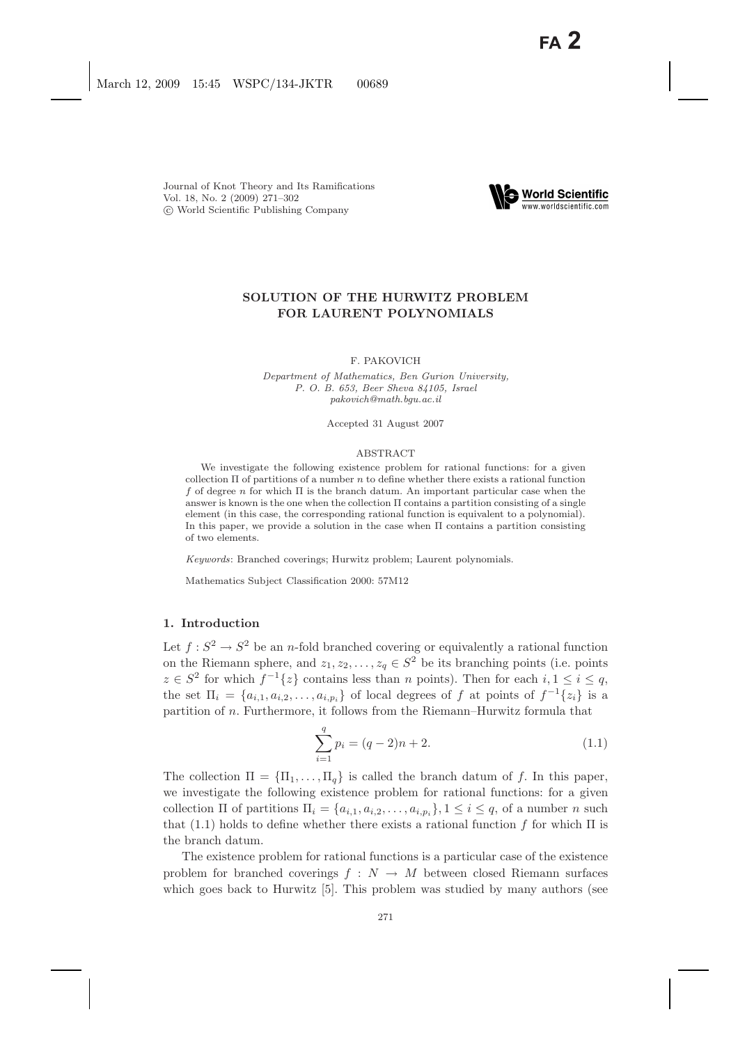Journal of Knot Theory and Its Ramifications
Vol. 18, No. 2 (2009) 271–302
© World Scientific Publishing Company

# SOLUTION OF THE HURWITZ PROBLEM FOR LAURENT POLYNOMIALS

F. PAKOVICH

*Department of Mathematics, Ben Gurion University, P. O. B. 653, Beer Sheva 84105, Israel*
*pakovich@math.bgu.ac.il*

Accepted 31 August 2007

## ABSTRACT

We investigate the following existence problem for rational functions: for a given collection $\Pi$ of partitions of a number $n$ to define whether there exists a rational function $f$ of degree $n$ for which $\Pi$ is the branch datum. An important particular case when the answer is known is the one when the collection $\Pi$ contains a partition consisting of a single element (in this case, the corresponding rational function is equivalent to a polynomial). In this paper, we provide a solution in the case when $\Pi$ contains a partition consisting of two elements.

*Keywords*: Branched coverings; Hurwitz problem; Laurent polynomials.

Mathematics Subject Classification 2000: 57M12

## 1. Introduction

Let $f : S^2 \to S^2$ be an $n$-fold branched covering or equivalently a rational function on the Riemann sphere, and $z_1, z_2, \ldots, z_q \in S^2$ be its branching points (i.e. points $z \in S^2$ for which $f^{-1}\{z\}$ contains less than $n$ points). Then for each $i, 1 \le i \le q$, the set $\Pi_i = \{a_{i,1}, a_{i,2}, \ldots, a_{i,p_i}\}$ of local degrees of $f$ at points of $f^{-1}\{z_i\}$ is a partition of $n$. Furthermore, it follows from the Riemann–Hurwitz formula that

$$\sum_{i=1}^{q} p_i = (q-2)n + 2. \tag{1.1}$$

The collection $\Pi = \{\Pi_1, \ldots, \Pi_q\}$ is called the branch datum of $f$. In this paper, we investigate the following existence problem for rational functions: for a given collection $\Pi$ of partitions $\Pi_i = \{a_{i,1}, a_{i,2}, \ldots, a_{i,p_i}\}, 1 \le i \le q$, of a number $n$ such that (1.1) holds to define whether there exists a rational function $f$ for which $\Pi$ is the branch datum.

The existence problem for rational functions is a particular case of the existence problem for branched coverings $f : N \to M$ between closed Riemann surfaces which goes back to Hurwitz [5]. This problem was studied by many authors (see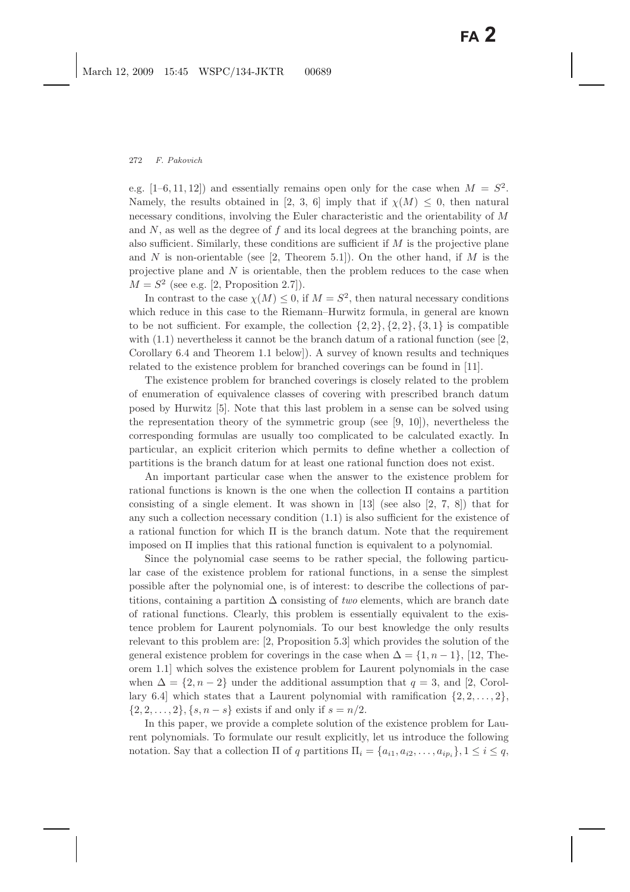e.g. [1–6, 11, 12]) and essentially remains open only for the case when $M = S^2$. Namely, the results obtained in [2, 3, 6] imply that if $\chi(M) \leq 0$, then natural necessary conditions, involving the Euler characteristic and the orientability of $M$ and $N$, as well as the degree of $f$ and its local degrees at the branching points, are also sufficient. Similarly, these conditions are sufficient if $M$ is the projective plane and $N$ is non-orientable (see [2, Theorem 5.1]). On the other hand, if $M$ is the projective plane and $N$ is orientable, then the problem reduces to the case when $M = S^2$ (see e.g. [2, Proposition 2.7]).

In contrast to the case $\chi(M) \leq 0$, if $M = S^2$, then natural necessary conditions which reduce in this case to the Riemann–Hurwitz formula, in general are known to be not sufficient. For example, the collection $\{2, 2\}, \{2, 2\}, \{3, 1\}$ is compatible with (1.1) nevertheless it cannot be the branch datum of a rational function (see [2, Corollary 6.4 and Theorem 1.1 below]). A survey of known results and techniques related to the existence problem for branched coverings can be found in [11].

The existence problem for branched coverings is closely related to the problem of enumeration of equivalence classes of covering with prescribed branch datum posed by Hurwitz [5]. Note that this last problem in a sense can be solved using the representation theory of the symmetric group (see [9, 10]), nevertheless the corresponding formulas are usually too complicated to be calculated exactly. In particular, an explicit criterion which permits to define whether a collection of partitions is the branch datum for at least one rational function does not exist.

An important particular case when the answer to the existence problem for rational functions is known is the one when the collection $\Pi$ contains a partition consisting of a single element. It was shown in [13] (see also [2, 7, 8]) that for any such a collection necessary condition (1.1) is also sufficient for the existence of a rational function for which $\Pi$ is the branch datum. Note that the requirement imposed on $\Pi$ implies that this rational function is equivalent to a polynomial.

Since the polynomial case seems to be rather special, the following particular case of the existence problem for rational functions, in a sense the simplest possible after the polynomial one, is of interest: to describe the collections of partitions, containing a partition $\Delta$ consisting of *two* elements, which are branch date of rational functions. Clearly, this problem is essentially equivalent to the existence problem for Laurent polynomials. To our best knowledge the only results relevant to this problem are: [2, Proposition 5.3] which provides the solution of the general existence problem for coverings in the case when $\Delta = \{1, n-1\}$, [12, Theorem 1.1] which solves the existence problem for Laurent polynomials in the case when $\Delta = \{2, n-2\}$ under the additional assumption that $q = 3$, and [2, Corollary 6.4] which states that a Laurent polynomial with ramification $\{2, 2, \ldots, 2\}$, $\{2, 2, \ldots, 2\}, \{s, n-s\}$ exists if and only if $s = n/2$.

In this paper, we provide a complete solution of the existence problem for Laurent polynomials. To formulate our result explicitly, let us introduce the following notation. Say that a collection $\Pi$ of $q$ partitions $\Pi_i = \{a_{i1}, a_{i2}, \ldots, a_{ip_i}\}, 1 \leq i \leq q$,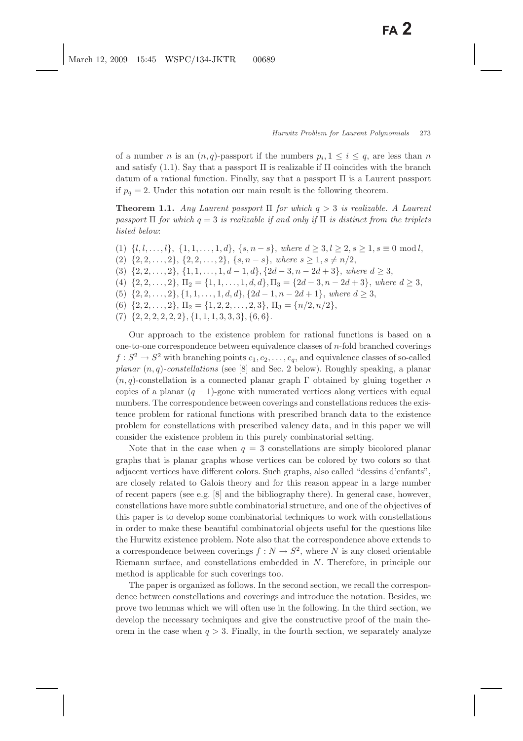of a number $n$ is an $(n, q)$-passport if the numbers $p_i, 1 \leq i \leq q$, are less than $n$ and satisfy (1.1). Say that a passport $\Pi$ is realizable if $\Pi$ coincides with the branch datum of a rational function. Finally, say that a passport $\Pi$ is a Laurent passport if $p_q = 2$. Under this notation our main result is the following theorem.

**Theorem 1.1.** *Any Laurent passport $\Pi$ for which $q > 3$ is realizable. A Laurent passport $\Pi$ for which $q = 3$ is realizable if and only if $\Pi$ is distinct from the triplets listed below*:

(1) $\{l, l, \ldots, l\}$, $\{1, 1, \ldots, 1, d\}$, $\{s, n-s\}$, *where* $d \geq 3, l \geq 2, s \geq 1, s \equiv 0 \bmod l$,
(2) $\{2, 2, \ldots, 2\}$, $\{2, 2, \ldots, 2\}$, $\{s, n-s\}$, *where* $s \geq 1, s \neq n/2$,
(3) $\{2, 2, \ldots, 2\}$, $\{1, 1, \ldots, 1, d-1, d\}, \{2d-3, n-2d+3\}$, *where* $d \geq 3$,
(4) $\{2, 2, \ldots, 2\}$, $\Pi_2 = \{1, 1, \ldots, 1, d, d\}, \Pi_3 = \{2d-3, n-2d+3\}$, *where* $d \geq 3$,
(5) $\{2, 2, \ldots, 2\}, \{1, 1, \ldots, 1, d, d\}, \{2d-1, n-2d+1\}$, *where* $d \geq 3$,
(6) $\{2, 2, \ldots, 2\}$, $\Pi_2 = \{1, 2, 2, \ldots, 2, 3\}$, $\Pi_3 = \{n/2, n/2\}$,
(7) $\{2, 2, 2, 2, 2, 2\}, \{1, 1, 1, 3, 3, 3\}, \{6, 6\}$.

Our approach to the existence problem for rational functions is based on a one-to-one correspondence between equivalence classes of $n$-fold branched coverings $f : S^2 \to S^2$ with branching points $c_1, c_2, \ldots, c_q$, and equivalence classes of so-called *planar* $(n, q)$*-constellations* (see [8] and Sec. 2 below). Roughly speaking, a planar $(n, q)$-constellation is a connected planar graph $\Gamma$ obtained by gluing together $n$ copies of a planar $(q-1)$-gone with numerated vertices along vertices with equal numbers. The correspondence between coverings and constellations reduces the existence problem for rational functions with prescribed branch data to the existence problem for constellations with prescribed valency data, and in this paper we will consider the existence problem in this purely combinatorial setting.

Note that in the case when $q = 3$ constellations are simply bicolored planar graphs that is planar graphs whose vertices can be colored by two colors so that adjacent vertices have different colors. Such graphs, also called "dessins d'enfants", are closely related to Galois theory and for this reason appear in a large number of recent papers (see e.g. [8] and the bibliography there). In general case, however, constellations have more subtle combinatorial structure, and one of the objectives of this paper is to develop some combinatorial techniques to work with constellations in order to make these beautiful combinatorial objects useful for the questions like the Hurwitz existence problem. Note also that the correspondence above extends to a correspondence between coverings $f : N \to S^2$, where $N$ is any closed orientable Riemann surface, and constellations embedded in $N$. Therefore, in principle our method is applicable for such coverings too.

The paper is organized as follows. In the second section, we recall the correspondence between constellations and coverings and introduce the notation. Besides, we prove two lemmas which we will often use in the following. In the third section, we develop the necessary techniques and give the constructive proof of the main theorem in the case when $q > 3$. Finally, in the fourth section, we separately analyze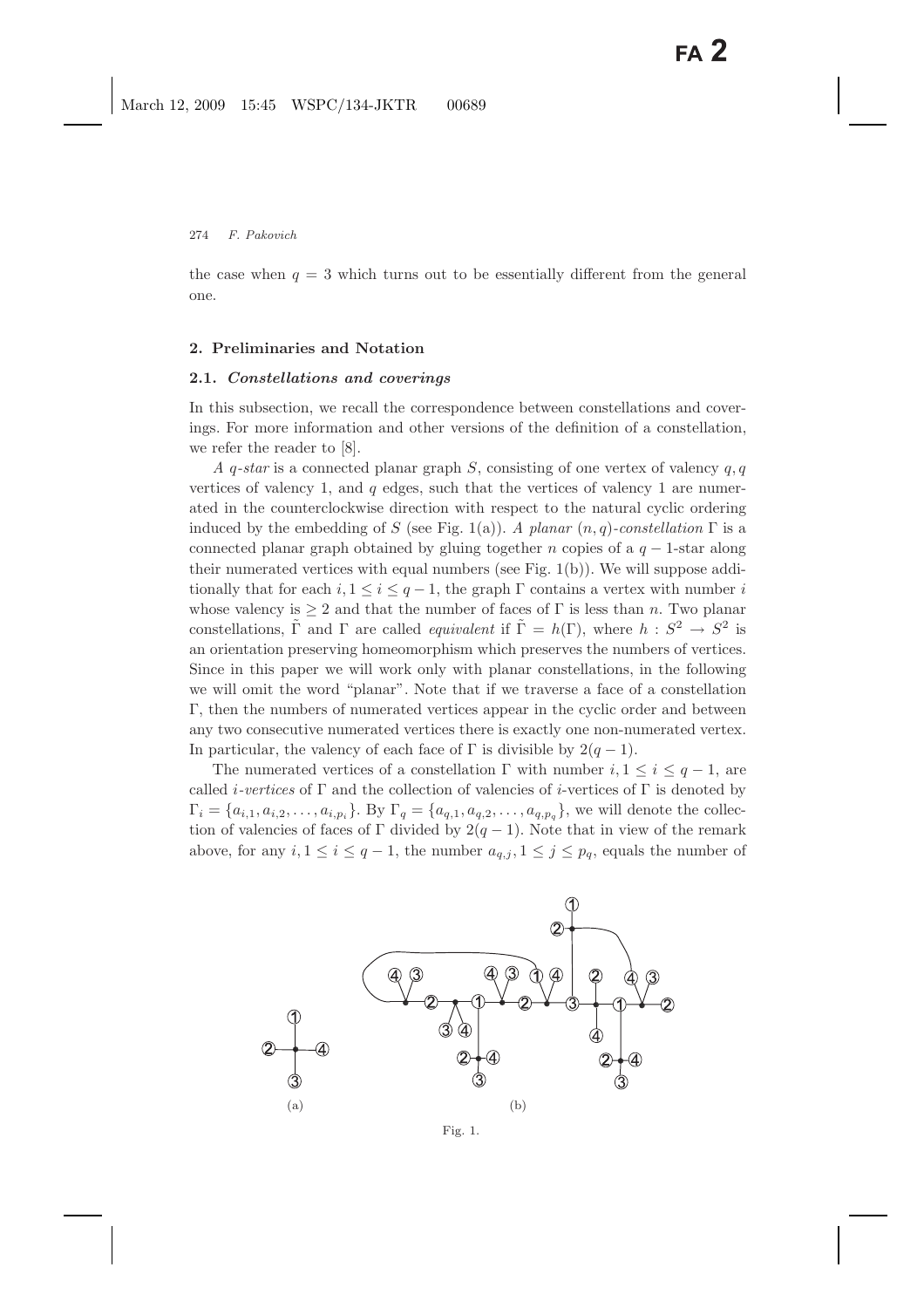the case when $q = 3$ which turns out to be essentially different from the general one.

## 2. Preliminaries and Notation

### 2.1. *Constellations and coverings*

In this subsection, we recall the correspondence between constellations and coverings. For more information and other versions of the definition of a constellation, we refer the reader to [8].

*A q-star* is a connected planar graph $S$, consisting of one vertex of valency $q, q$ vertices of valency 1, and $q$ edges, such that the vertices of valency 1 are numerated in the counterclockwise direction with respect to the natural cyclic ordering induced by the embedding of $S$ (see Fig. 1(a)). *A planar* $(n,q)$*-constellation* $\Gamma$ is a connected planar graph obtained by gluing together $n$ copies of a $q-1$-star along their numerated vertices with equal numbers (see Fig. 1(b)). We will suppose additionally that for each $i, 1 \leq i \leq q-1$, the graph $\Gamma$ contains a vertex with number $i$ whose valency is $\geq 2$ and that the number of faces of $\Gamma$ is less than $n$. Two planar constellations, $\tilde{\Gamma}$ and $\Gamma$ are called *equivalent* if $\tilde{\Gamma} = h(\Gamma)$, where $h : S^2 \to S^2$ is an orientation preserving homeomorphism which preserves the numbers of vertices. Since in this paper we will work only with planar constellations, in the following we will omit the word "planar". Note that if we traverse a face of a constellation $\Gamma$, then the numbers of numerated vertices appear in the cyclic order and between any two consecutive numerated vertices there is exactly one non-numerated vertex. In particular, the valency of each face of $\Gamma$ is divisible by $2(q-1)$.

The numerated vertices of a constellation $\Gamma$ with number $i, 1 \leq i \leq q-1$, are called *i-vertices* of $\Gamma$ and the collection of valencies of $i$-vertices of $\Gamma$ is denoted by $\Gamma_i = \{a_{i,1}, a_{i,2}, \ldots, a_{i,p_i}\}$. By $\Gamma_q = \{a_{q,1}, a_{q,2}, \ldots, a_{q,p_q}\}$, we will denote the collection of valencies of faces of $\Gamma$ divided by $2(q-1)$. Note that in view of the remark above, for any $i, 1 \leq i \leq q-1$, the number $a_{q,j}, 1 \leq j \leq p_q$, equals the number of

(a) (b)

Fig. 1.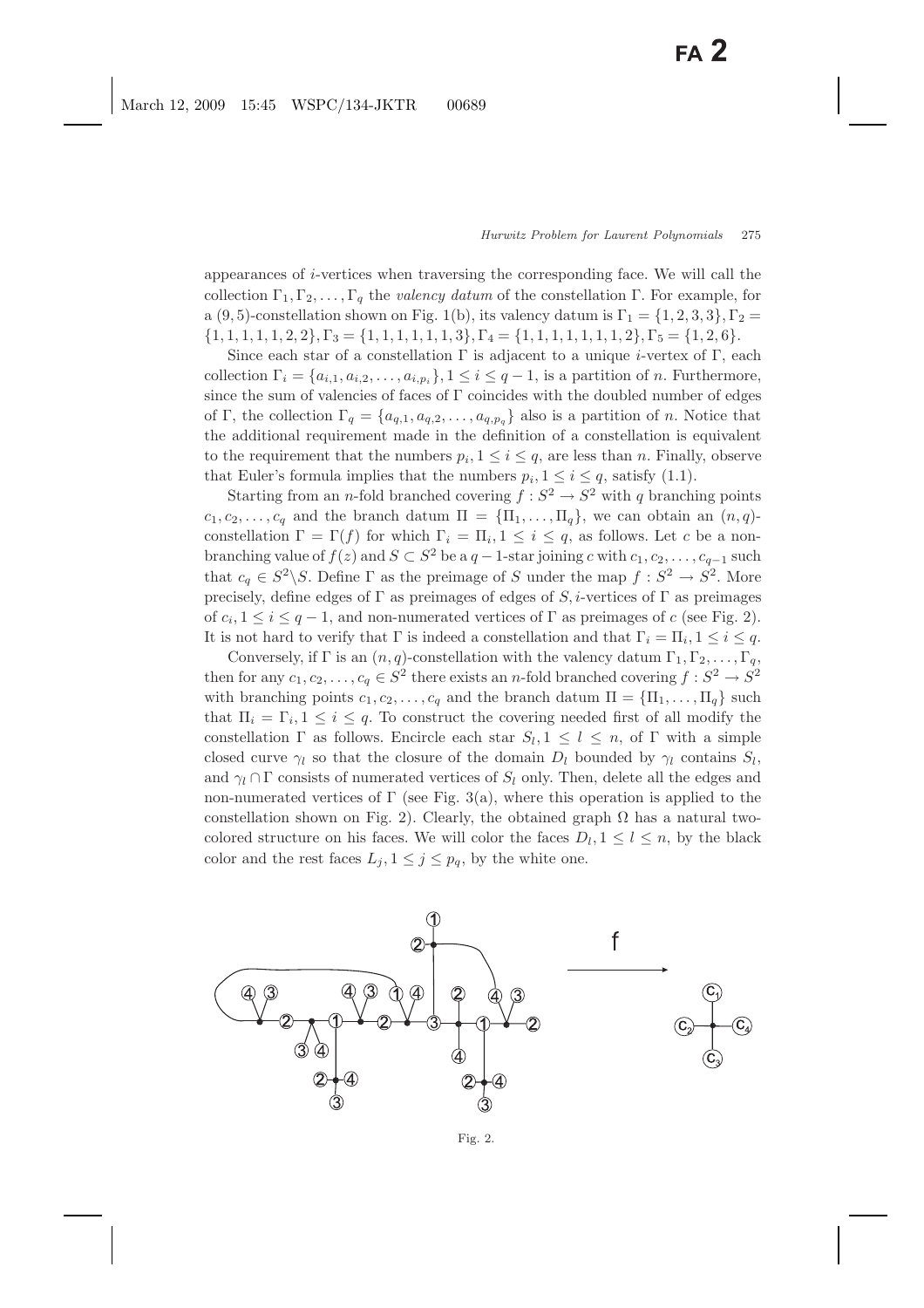appearances of $i$-vertices when traversing the corresponding face. We will call the collection $\Gamma_1, \Gamma_2, \ldots, \Gamma_q$ the *valency datum* of the constellation $\Gamma$. For example, for a $(9,5)$-constellation shown on Fig. 1(b), its valency datum is $\Gamma_1 = \{1,2,3,3\}, \Gamma_2 = \{1,1,1,1,1,2,2\}, \Gamma_3 = \{1,1,1,1,1,1,3\}, \Gamma_4 = \{1,1,1,1,1,1,1,2\}, \Gamma_5 = \{1,2,6\}$.

Since each star of a constellation $\Gamma$ is adjacent to a unique $i$-vertex of $\Gamma$, each collection $\Gamma_i = \{a_{i,1}, a_{i,2}, \ldots, a_{i,p_i}\}, 1 \leq i \leq q-1$, is a partition of $n$. Furthermore, since the sum of valencies of faces of $\Gamma$ coincides with the doubled number of edges of $\Gamma$, the collection $\Gamma_q = \{a_{q,1}, a_{q,2}, \ldots, a_{q,p_q}\}$ also is a partition of $n$. Notice that the additional requirement made in the definition of a constellation is equivalent to the requirement that the numbers $p_i, 1 \leq i \leq q$, are less than $n$. Finally, observe that Euler's formula implies that the numbers $p_i, 1 \leq i \leq q$, satisfy (1.1).

Starting from an $n$-fold branched covering $f: S^2 \to S^2$ with $q$ branching points $c_1, c_2, \ldots, c_q$ and the branch datum $\Pi = \{\Pi_1, \ldots, \Pi_q\}$, we can obtain an $(n,q)$-constellation $\Gamma = \Gamma(f)$ for which $\Gamma_i = \Pi_i, 1 \leq i \leq q$, as follows. Let $c$ be a non-branching value of $f(z)$ and $S \subset S^2$ be a $q-1$-star joining $c$ with $c_1, c_2, \ldots, c_{q-1}$ such that $c_q \in S^2 \backslash S$. Define $\Gamma$ as the preimage of $S$ under the map $f: S^2 \to S^2$. More precisely, define edges of $\Gamma$ as preimages of edges of $S$, $i$-vertices of $\Gamma$ as preimages of $c_i, 1 \leq i \leq q-1$, and non-numerated vertices of $\Gamma$ as preimages of $c$ (see Fig. 2). It is not hard to verify that $\Gamma$ is indeed a constellation and that $\Gamma_i = \Pi_i, 1 \leq i \leq q$.

Conversely, if $\Gamma$ is an $(n,q)$-constellation with the valency datum $\Gamma_1, \Gamma_2, \ldots, \Gamma_q$, then for any $c_1, c_2, \ldots, c_q \in S^2$ there exists an $n$-fold branched covering $f: S^2 \to S^2$ with branching points $c_1, c_2, \ldots, c_q$ and the branch datum $\Pi = \{\Pi_1, \ldots, \Pi_q\}$ such that $\Pi_i = \Gamma_i, 1 \leq i \leq q$. To construct the covering needed first of all modify the constellation $\Gamma$ as follows. Encircle each star $S_l, 1 \leq l \leq n$, of $\Gamma$ with a simple closed curve $\gamma_l$ so that the closure of the domain $D_l$ bounded by $\gamma_l$ contains $S_l$, and $\gamma_l \cap \Gamma$ consists of numerated vertices of $S_l$ only. Then, delete all the edges and non-numerated vertices of $\Gamma$ (see Fig. 3(a), where this operation is applied to the constellation shown on Fig. 2). Clearly, the obtained graph $\Omega$ has a natural two-colored structure on his faces. We will color the faces $D_l, 1 \leq l \leq n$, by the black color and the rest faces $L_j, 1 \leq j \leq p_q$, by the white one.

Fig. 2.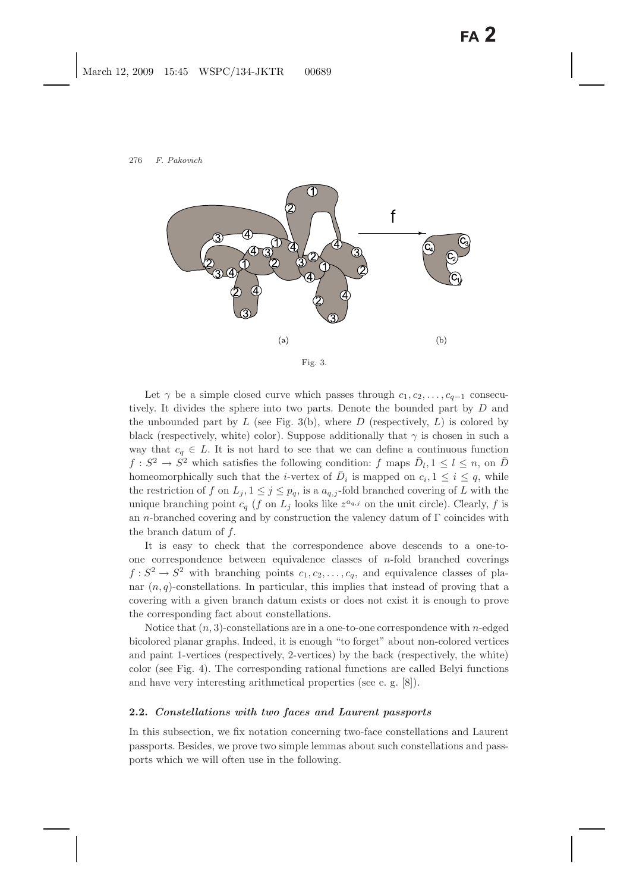(a) (b)

Fig. 3.

Let $\gamma$ be a simple closed curve which passes through $c_1, c_2, \ldots, c_{q-1}$ consecutively. It divides the sphere into two parts. Denote the bounded part by $D$ and the unbounded part by $L$ (see Fig. 3(b), where $D$ (respectively, $L$) is colored by black (respectively, white) color). Suppose additionally that $\gamma$ is chosen in such a way that $c_q \in L$. It is not hard to see that we can define a continuous function $f : S^2 \to S^2$ which satisfies the following condition: $f$ maps $\bar{D}_l, 1 \leq l \leq n$, on $\bar{D}$ homeomorphically such that the $i$-vertex of $\bar{D}_i$ is mapped on $c_i, 1 \leq i \leq q$, while the restriction of $f$ on $L_j, 1 \leq j \leq p_q$, is a $a_{q,j}$-fold branched covering of $L$ with the unique branching point $c_q$ ($f$ on $L_j$ looks like $z^{a_{q,j}}$ on the unit circle). Clearly, $f$ is an $n$-branched covering and by construction the valency datum of $\Gamma$ coincides with the branch datum of $f$.

It is easy to check that the correspondence above descends to a one-to-one correspondence between equivalence classes of $n$-fold branched coverings $f : S^2 \to S^2$ with branching points $c_1, c_2, \ldots, c_q$, and equivalence classes of planar $(n, q)$-constellations. In particular, this implies that instead of proving that a covering with a given branch datum exists or does not exist it is enough to prove the corresponding fact about constellations.

Notice that $(n, 3)$-constellations are in a one-to-one correspondence with $n$-edged bicolored planar graphs. Indeed, it is enough "to forget" about non-colored vertices and paint 1-vertices (respectively, 2-vertices) by the back (respectively, the white) color (see Fig. 4). The corresponding rational functions are called Belyi functions and have very interesting arithmetical properties (see e. g. [8]).

### 2.2. *Constellations with two faces and Laurent passports*

In this subsection, we fix notation concerning two-face constellations and Laurent passports. Besides, we prove two simple lemmas about such constellations and passports which we will often use in the following.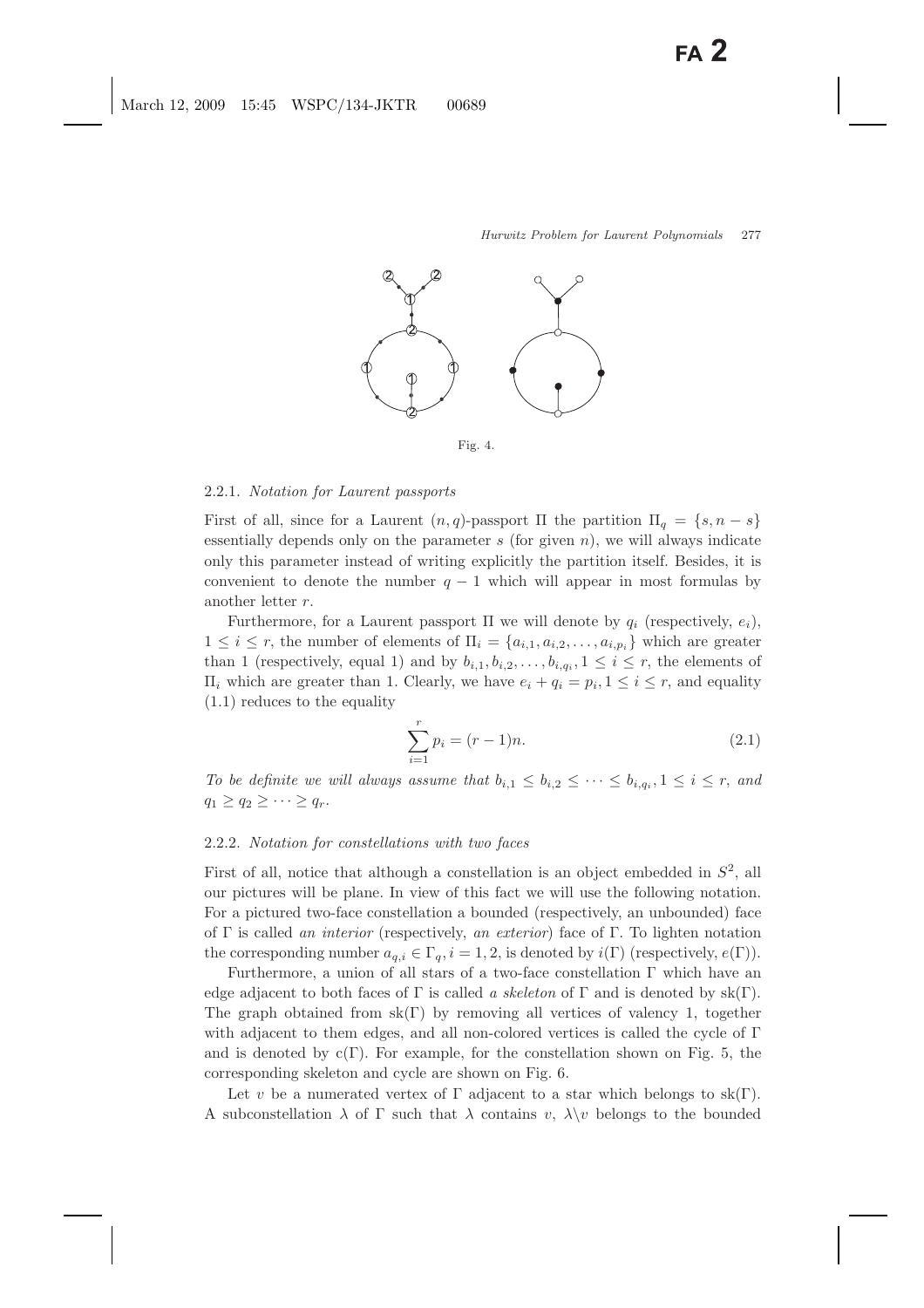Fig. 4.

### 2.2.1. *Notation for Laurent passports*

First of all, since for a Laurent $(n, q)$-passport $\Pi$ the partition $\Pi_q = \{s, n-s\}$ essentially depends only on the parameter $s$ (for given $n$), we will always indicate only this parameter instead of writing explicitly the partition itself. Besides, it is convenient to denote the number $q-1$ which will appear in most formulas by another letter $r$.

Furthermore, for a Laurent passport $\Pi$ we will denote by $q_i$ (respectively, $e_i$), $1 \leq i \leq r$, the number of elements of $\Pi_i = \{a_{i,1}, a_{i,2}, \ldots, a_{i,p_i}\}$ which are greater than 1 (respectively, equal 1) and by $b_{i,1}, b_{i,2}, \ldots, b_{i,q_i}, 1 \leq i \leq r$, the elements of $\Pi_i$ which are greater than 1. Clearly, we have $e_i + q_i = p_i, 1 \leq i \leq r$, and equality (1.1) reduces to the equality

$$\sum_{i=1}^{r} p_i = (r-1)n. \tag{2.1}$$

*To be definite we will always assume that* $b_{i,1} \leq b_{i,2} \leq \cdots \leq b_{i,q_i}, 1 \leq i \leq r$, *and* $q_1 \geq q_2 \geq \cdots \geq q_r$.

### 2.2.2. *Notation for constellations with two faces*

First of all, notice that although a constellation is an object embedded in $S^2$, all our pictures will be plane. In view of this fact we will use the following notation. For a pictured two-face constellation a bounded (respectively, an unbounded) face of $\Gamma$ is called *an interior* (respectively, *an exterior*) face of $\Gamma$. To lighten notation the corresponding number $a_{q,i} \in \Gamma_q, i = 1, 2$, is denoted by $i(\Gamma)$ (respectively, $e(\Gamma)$).

Furthermore, a union of all stars of a two-face constellation $\Gamma$ which have an edge adjacent to both faces of $\Gamma$ is called *a skeleton* of $\Gamma$ and is denoted by $\text{sk}(\Gamma)$. The graph obtained from $\text{sk}(\Gamma)$ by removing all vertices of valency 1, together with adjacent to them edges, and all non-colored vertices is called the cycle of $\Gamma$ and is denoted by $\text{c}(\Gamma)$. For example, for the constellation shown on Fig. 5, the corresponding skeleton and cycle are shown on Fig. 6.

Let $v$ be a numerated vertex of $\Gamma$ adjacent to a star which belongs to $\text{sk}(\Gamma)$. A subconstellation $\lambda$ of $\Gamma$ such that $\lambda$ contains $v$, $\lambda \backslash v$ belongs to the bounded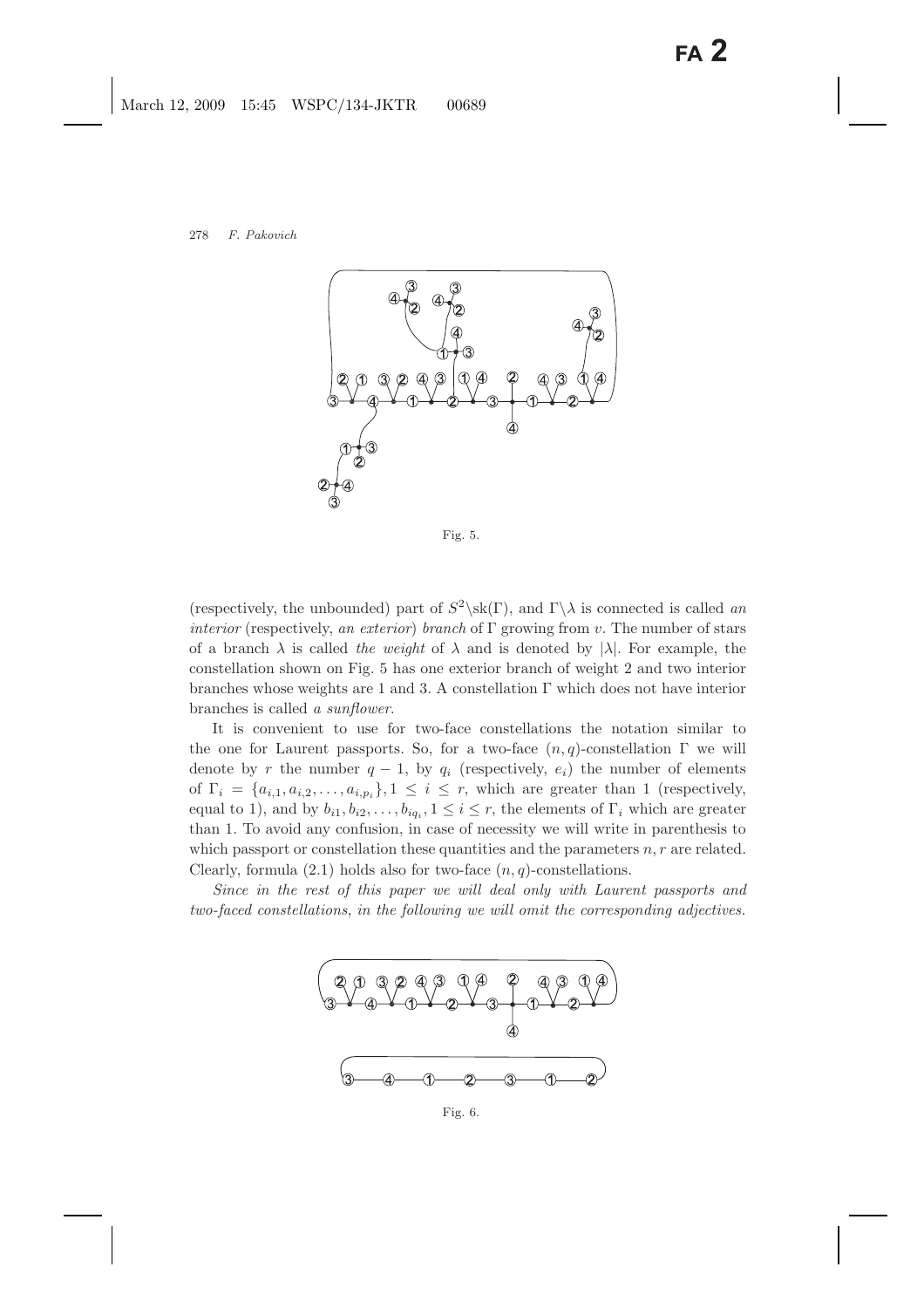Fig. 5.

(respectively, the unbounded) part of $S^2\backslash\text{sk}(\Gamma)$, and $\Gamma\backslash\lambda$ is connected is called *an interior* (respectively, *an exterior*) *branch* of $\Gamma$ growing from $v$. The number of stars of a branch $\lambda$ is called *the weight* of $\lambda$ and is denoted by $|\lambda|$. For example, the constellation shown on Fig. 5 has one exterior branch of weight 2 and two interior branches whose weights are 1 and 3. A constellation $\Gamma$ which does not have interior branches is called *a sunflower*.

It is convenient to use for two-face constellations the notation similar to the one for Laurent passports. So, for a two-face $(n, q)$-constellation $\Gamma$ we will denote by $r$ the number $q - 1$, by $q_i$ (respectively, $e_i$) the number of elements of $\Gamma_i = \{a_{i,1}, a_{i,2}, \ldots, a_{i,p_i}\}, 1 \leq i \leq r$, which are greater than 1 (respectively, equal to 1), and by $b_{i1}, b_{i2}, \ldots, b_{iq_i}, 1 \leq i \leq r$, the elements of $\Gamma_i$ which are greater than 1. To avoid any confusion, in case of necessity we will write in parenthesis to which passport or constellation these quantities and the parameters $n, r$ are related. Clearly, formula (2.1) holds also for two-face $(n, q)$-constellations.

*Since in the rest of this paper we will deal only with Laurent passports and two-faced constellations, in the following we will omit the corresponding adjectives.*

Fig. 6.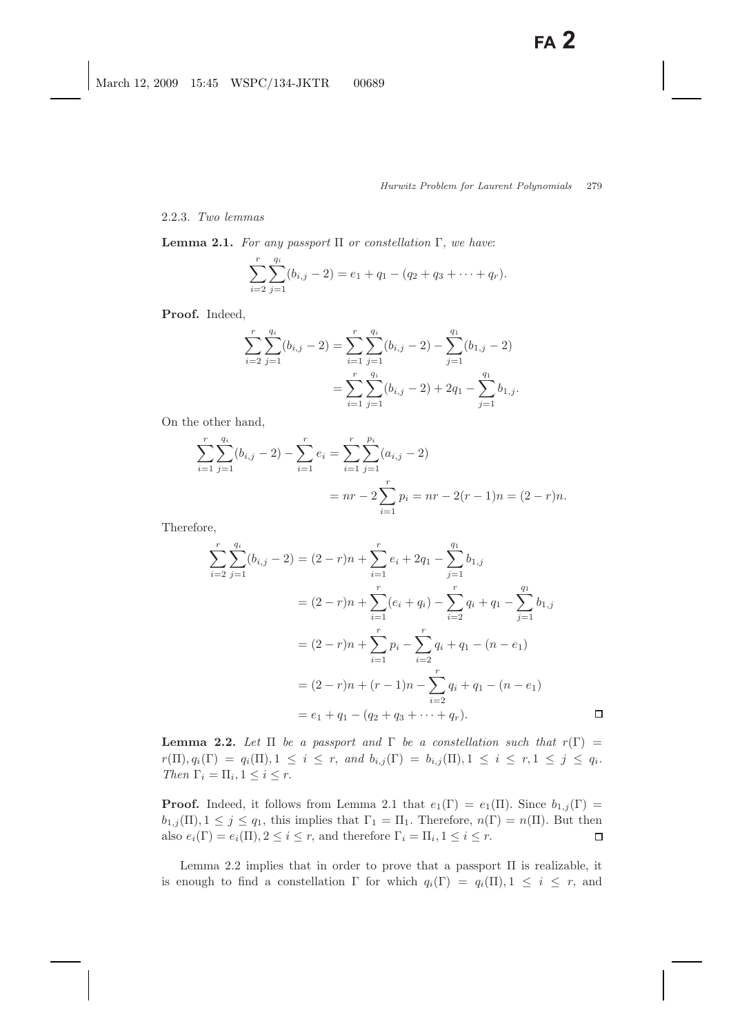#### 2.2.3. *Two lemmas*

**Lemma 2.1.** *For any passport* $\Pi$ *or constellation* $\Gamma$, *we have*:

$$\sum_{i=2}^{r}\sum_{j=1}^{q_i}(b_{i,j}-2) = e_1 + q_1 - (q_2 + q_3 + \cdots + q_r).$$

**Proof.** Indeed,

$$\begin{aligned}\sum_{i=2}^{r}\sum_{j=1}^{q_i}(b_{i,j}-2) &= \sum_{i=1}^{r}\sum_{j=1}^{q_i}(b_{i,j}-2) - \sum_{j=1}^{q_1}(b_{1,j}-2)\\ &= \sum_{i=1}^{r}\sum_{j=1}^{q_i}(b_{i,j}-2) + 2q_1 - \sum_{j=1}^{q_1} b_{1,j}.\end{aligned}$$

On the other hand,

$$\begin{aligned}\sum_{i=1}^{r}\sum_{j=1}^{q_i}(b_{i,j}-2) - \sum_{i=1}^{r} e_i &= \sum_{i=1}^{r}\sum_{j=1}^{p_i}(a_{i,j}-2)\\ &= nr - 2\sum_{i=1}^{r} p_i = nr - 2(r-1)n = (2-r)n.\end{aligned}$$

Therefore,

$$\begin{aligned}\sum_{i=2}^{r}\sum_{j=1}^{q_i}(b_{i,j}-2) &= (2-r)n + \sum_{i=1}^{r} e_i + 2q_1 - \sum_{j=1}^{q_1} b_{1,j}\\ &= (2-r)n + \sum_{i=1}^{r}(e_i+q_i) - \sum_{i=2}^{r} q_i + q_1 - \sum_{j=1}^{q_1} b_{1,j}\\ &= (2-r)n + \sum_{i=1}^{r} p_i - \sum_{i=2}^{r} q_i + q_1 - (n-e_1)\\ &= (2-r)n + (r-1)n - \sum_{i=2}^{r} q_i + q_1 - (n-e_1)\\ &= e_1 + q_1 - (q_2 + q_3 + \cdots + q_r).\end{aligned}$$

$\square$

**Lemma 2.2.** *Let* $\Pi$ *be a passport and* $\Gamma$ *be a constellation such that* $r(\Gamma) = r(\Pi), q_i(\Gamma) = q_i(\Pi), 1 \le i \le r$, *and* $b_{i,j}(\Gamma) = b_{i,j}(\Pi), 1 \le i \le r, 1 \le j \le q_i$. *Then* $\Gamma_i = \Pi_i, 1 \le i \le r$.

**Proof.** Indeed, it follows from Lemma 2.1 that $e_1(\Gamma) = e_1(\Pi)$. Since $b_{1,j}(\Gamma) = b_{1,j}(\Pi), 1 \le j \le q_1$, this implies that $\Gamma_1 = \Pi_1$. Therefore, $n(\Gamma) = n(\Pi)$. But then also $e_i(\Gamma) = e_i(\Pi), 2 \le i \le r$, and therefore $\Gamma_i = \Pi_i, 1 \le i \le r$. $\square$

Lemma 2.2 implies that in order to prove that a passport $\Pi$ is realizable, it is enough to find a constellation $\Gamma$ for which $q_i(\Gamma) = q_i(\Pi), 1 \le i \le r$, and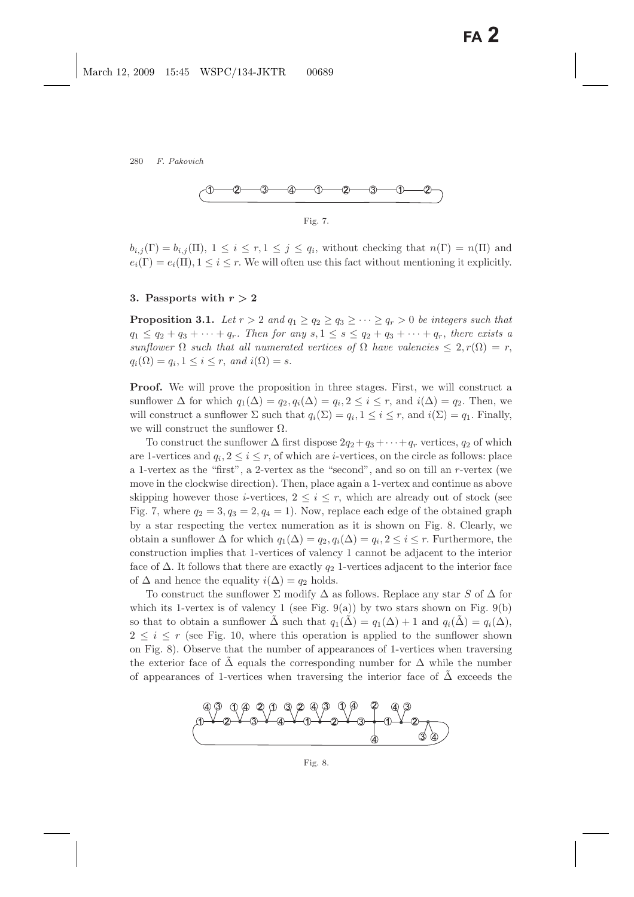Fig. 7.

$b_{i,j}(\Gamma) = b_{i,j}(\Pi)$, $1 \le i \le r, 1 \le j \le q_i$, without checking that $n(\Gamma) = n(\Pi)$ and $e_i(\Gamma) = e_i(\Pi), 1 \le i \le r$. We will often use this fact without mentioning it explicitly.

### 3. Passports with $r > 2$

**Proposition 3.1.** *Let $r > 2$ and $q_1 \ge q_2 \ge q_3 \ge \cdots \ge q_r > 0$ be integers such that $q_1 \le q_2 + q_3 + \cdots + q_r$. Then for any $s, 1 \le s \le q_2 + q_3 + \cdots + q_r$, there exists a sunflower $\Omega$ such that all numerated vertices of $\Omega$ have valencies $\le 2, r(\Omega) = r$, $q_i(\Omega) = q_i, 1 \le i \le r$, and $i(\Omega) = s$.*

**Proof.** We will prove the proposition in three stages. First, we will construct a sunflower $\Delta$ for which $q_1(\Delta) = q_2, q_i(\Delta) = q_i, 2 \le i \le r$, and $i(\Delta) = q_2$. Then, we will construct a sunflower $\Sigma$ such that $q_i(\Sigma) = q_i, 1 \le i \le r$, and $i(\Sigma) = q_1$. Finally, we will construct the sunflower $\Omega$.

To construct the sunflower $\Delta$ first dispose $2q_2 + q_3 + \cdots + q_r$ vertices, $q_2$ of which are 1-vertices and $q_i, 2 \le i \le r$, of which are $i$-vertices, on the circle as follows: place a 1-vertex as the "first", a 2-vertex as the "second", and so on till an $r$-vertex (we move in the clockwise direction). Then, place again a 1-vertex and continue as above skipping however those $i$-vertices, $2 \le i \le r$, which are already out of stock (see Fig. 7, where $q_2 = 3, q_3 = 2, q_4 = 1$). Now, replace each edge of the obtained graph by a star respecting the vertex numeration as it is shown on Fig. 8. Clearly, we obtain a sunflower $\Delta$ for which $q_1(\Delta) = q_2, q_i(\Delta) = q_i, 2 \le i \le r$. Furthermore, the construction implies that 1-vertices of valency 1 cannot be adjacent to the interior face of $\Delta$. It follows that there are exactly $q_2$ 1-vertices adjacent to the interior face of $\Delta$ and hence the equality $i(\Delta) = q_2$ holds.

To construct the sunflower $\Sigma$ modify $\Delta$ as follows. Replace any star $S$ of $\Delta$ for which its 1-vertex is of valency 1 (see Fig. 9(a)) by two stars shown on Fig. 9(b) so that to obtain a sunflower $\tilde{\Delta}$ such that $q_1(\tilde{\Delta}) = q_1(\Delta) + 1$ and $q_i(\tilde{\Delta}) = q_i(\Delta)$, $2 \le i \le r$ (see Fig. 10, where this operation is applied to the sunflower shown on Fig. 8). Observe that the number of appearances of 1-vertices when traversing the exterior face of $\tilde{\Delta}$ equals the corresponding number for $\Delta$ while the number of appearances of 1-vertices when traversing the interior face of $\tilde{\Delta}$ exceeds the

Fig. 8.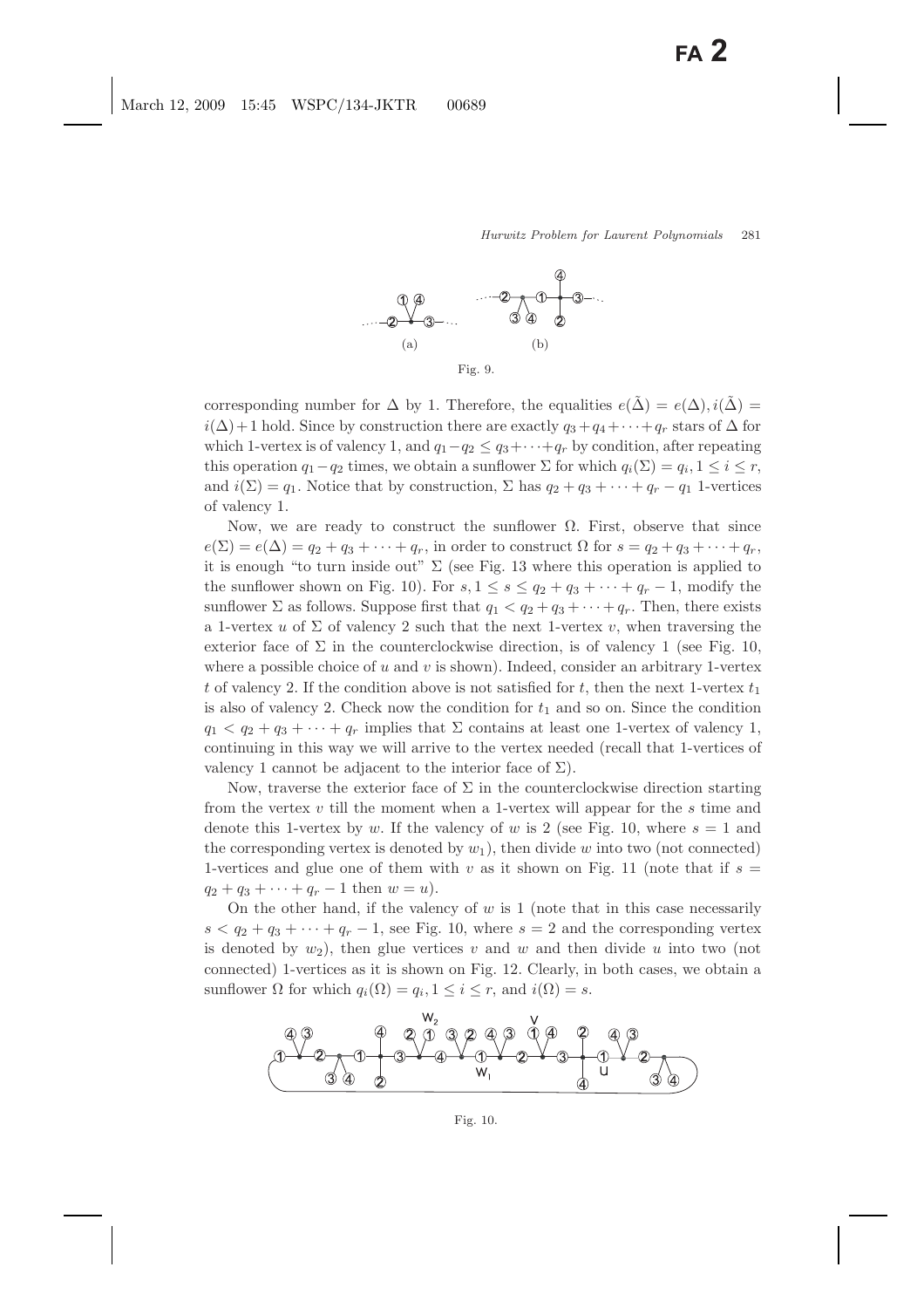Fig. 9.

corresponding number for $\Delta$ by 1. Therefore, the equalities $e(\tilde{\Delta}) = e(\Delta), i(\tilde{\Delta}) = i(\Delta)+1$ hold. Since by construction there are exactly $q_3+q_4+\cdots+q_r$ stars of $\Delta$ for which 1-vertex is of valency 1, and $q_1-q_2 \leq q_3+\cdots+q_r$ by condition, after repeating this operation $q_1-q_2$ times, we obtain a sunflower $\Sigma$ for which $q_i(\Sigma) = q_i, 1 \leq i \leq r$, and $i(\Sigma) = q_1$. Notice that by construction, $\Sigma$ has $q_2+q_3+\cdots+q_r-q_1$ 1-vertices of valency 1.

Now, we are ready to construct the sunflower $\Omega$. First, observe that since $e(\Sigma) = e(\Delta) = q_2+q_3+\cdots+q_r$, in order to construct $\Omega$ for $s = q_2+q_3+\cdots+q_r$, it is enough "to turn inside out" $\Sigma$ (see Fig. 13 where this operation is applied to the sunflower shown on Fig. 10). For $s, 1 \leq s \leq q_2+q_3+\cdots+q_r-1$, modify the sunflower $\Sigma$ as follows. Suppose first that $q_1 < q_2+q_3+\cdots+q_r$. Then, there exists a 1-vertex $u$ of $\Sigma$ of valency 2 such that the next 1-vertex $v$, when traversing the exterior face of $\Sigma$ in the counterclockwise direction, is of valency 1 (see Fig. 10, where a possible choice of $u$ and $v$ is shown). Indeed, consider an arbitrary 1-vertex $t$ of valency 2. If the condition above is not satisfied for $t$, then the next 1-vertex $t_1$ is also of valency 2. Check now the condition for $t_1$ and so on. Since the condition $q_1 < q_2+q_3+\cdots+q_r$ implies that $\Sigma$ contains at least one 1-vertex of valency 1, continuing in this way we will arrive to the vertex needed (recall that 1-vertices of valency 1 cannot be adjacent to the interior face of $\Sigma$).

Now, traverse the exterior face of $\Sigma$ in the counterclockwise direction starting from the vertex $v$ till the moment when a 1-vertex will appear for the $s$ time and denote this 1-vertex by $w$. If the valency of $w$ is 2 (see Fig. 10, where $s = 1$ and the corresponding vertex is denoted by $w_1$), then divide $w$ into two (not connected) 1-vertices and glue one of them with $v$ as it shown on Fig. 11 (note that if $s = q_2+q_3+\cdots+q_r-1$ then $w = u$).

On the other hand, if the valency of $w$ is 1 (note that in this case necessarily $s < q_2+q_3+\cdots+q_r-1$, see Fig. 10, where $s = 2$ and the corresponding vertex is denoted by $w_2$), then glue vertices $v$ and $w$ and then divide $u$ into two (not connected) 1-vertices as it is shown on Fig. 12. Clearly, in both cases, we obtain a sunflower $\Omega$ for which $q_i(\Omega) = q_i, 1 \leq i \leq r$, and $i(\Omega) = s$.

Fig. 10.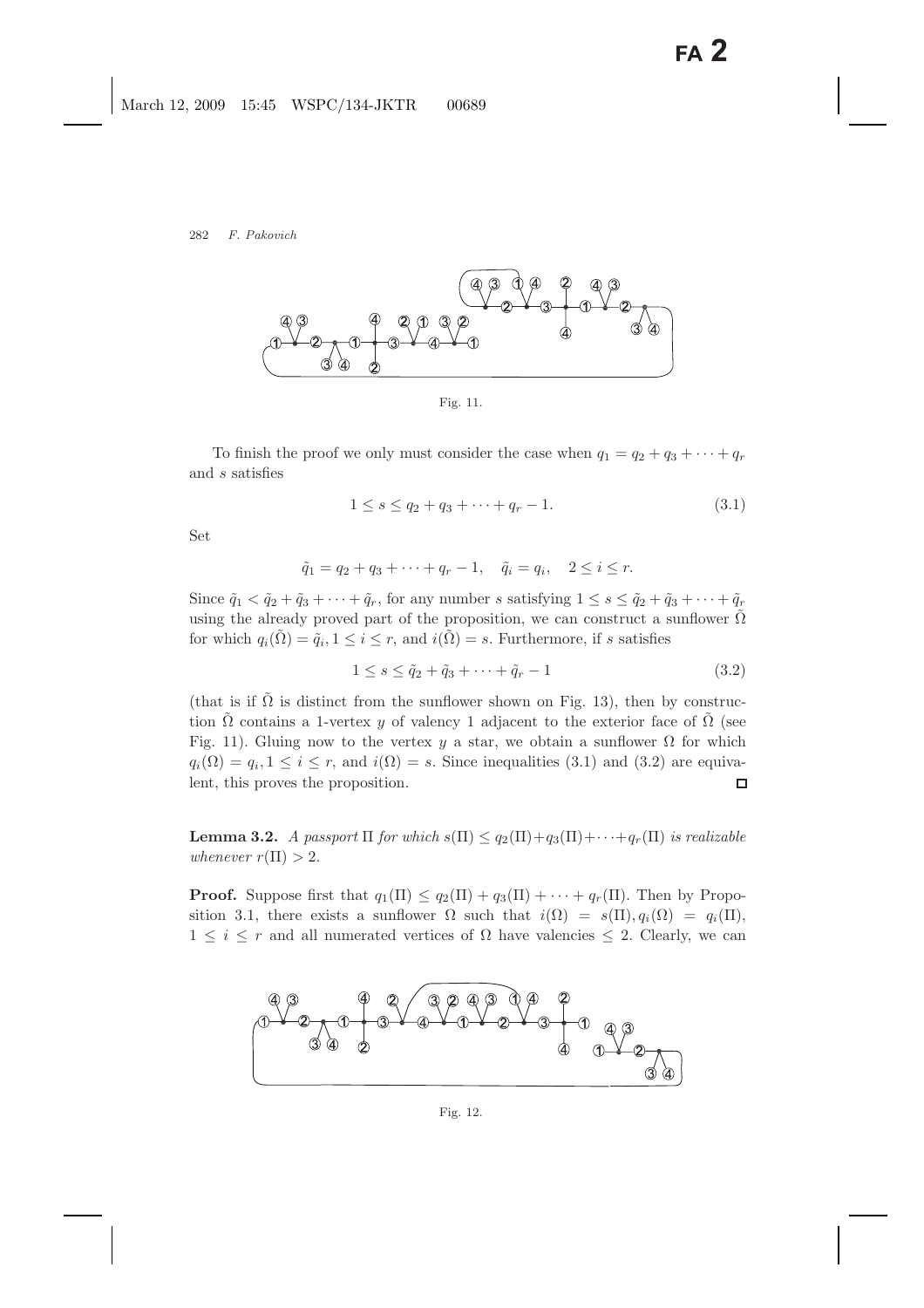Fig. 11.

To finish the proof we only must consider the case when $q_1 = q_2 + q_3 + \cdots + q_r$ and $s$ satisfies

$$1 \le s \le q_2 + q_3 + \cdots + q_r - 1. \tag{3.1}$$

Set

$$\tilde{q}_1 = q_2 + q_3 + \cdots + q_r - 1, \quad \tilde{q}_i = q_i, \quad 2 \le i \le r.$$

Since $\tilde{q}_1 < \tilde{q}_2 + \tilde{q}_3 + \cdots + \tilde{q}_r$, for any number $s$ satisfying $1 \le s \le \tilde{q}_2 + \tilde{q}_3 + \cdots + \tilde{q}_r$ using the already proved part of the proposition, we can construct a sunflower $\tilde{\Omega}$ for which $q_i(\tilde{\Omega}) = \tilde{q}_i, 1 \le i \le r$, and $i(\tilde{\Omega}) = s$. Furthermore, if $s$ satisfies

$$1 \le s \le \tilde{q}_2 + \tilde{q}_3 + \cdots + \tilde{q}_r - 1 \tag{3.2}$$

(that is if $\tilde{\Omega}$ is distinct from the sunflower shown on Fig. 13), then by construction $\tilde{\Omega}$ contains a 1-vertex $y$ of valency 1 adjacent to the exterior face of $\tilde{\Omega}$ (see Fig. 11). Gluing now to the vertex $y$ a star, we obtain a sunflower $\Omega$ for which $q_i(\Omega) = q_i, 1 \le i \le r$, and $i(\Omega) = s$. Since inequalities (3.1) and (3.2) are equivalent, this proves the proposition. □

**Lemma 3.2.** *A passport* $\Pi$ *for which* $s(\Pi) \le q_2(\Pi) + q_3(\Pi) + \cdots + q_r(\Pi)$ *is realizable whenever* $r(\Pi) > 2$.

**Proof.** Suppose first that $q_1(\Pi) \le q_2(\Pi) + q_3(\Pi) + \cdots + q_r(\Pi)$. Then by Proposition 3.1, there exists a sunflower $\Omega$ such that $i(\Omega) = s(\Pi), q_i(\Omega) = q_i(\Pi)$, $1 \le i \le r$ and all numerated vertices of $\Omega$ have valencies $\le 2$. Clearly, we can

Fig. 12.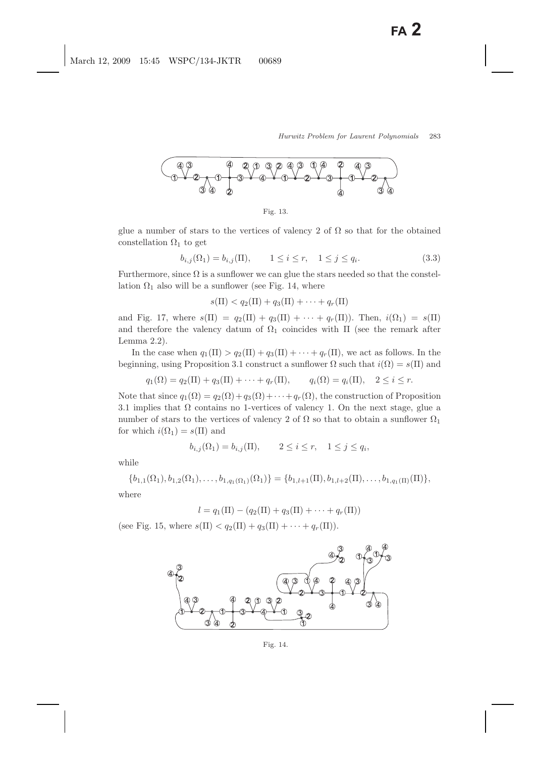Fig. 13.

glue a number of stars to the vertices of valency 2 of $\Omega$ so that for the obtained constellation $\Omega_1$ to get

$$b_{i,j}(\Omega_1) = b_{i,j}(\Pi), \qquad 1 \leq i \leq r, \quad 1 \leq j \leq q_i. \tag{3.3}$$

Furthermore, since $\Omega$ is a sunflower we can glue the stars needed so that the constellation $\Omega_1$ also will be a sunflower (see Fig. 14, where

$$s(\Pi) < q_2(\Pi) + q_3(\Pi) + \cdots + q_r(\Pi)$$

and Fig. 17, where $s(\Pi) = q_2(\Pi) + q_3(\Pi) + \cdots + q_r(\Pi)$). Then, $i(\Omega_1) = s(\Pi)$ and therefore the valency datum of $\Omega_1$ coincides with $\Pi$ (see the remark after Lemma 2.2).

In the case when $q_1(\Pi) > q_2(\Pi) + q_3(\Pi) + \cdots + q_r(\Pi)$, we act as follows. In the beginning, using Proposition 3.1 construct a sunflower $\Omega$ such that $i(\Omega) = s(\Pi)$ and

$$q_1(\Omega) = q_2(\Pi) + q_3(\Pi) + \cdots + q_r(\Pi), \qquad q_i(\Omega) = q_i(\Pi), \quad 2 \leq i \leq r.$$

Note that since $q_1(\Omega) = q_2(\Omega) + q_3(\Omega) + \cdots + q_r(\Omega)$, the construction of Proposition 3.1 implies that $\Omega$ contains no 1-vertices of valency 1. On the next stage, glue a number of stars to the vertices of valency 2 of $\Omega$ so that to obtain a sunflower $\Omega_1$ for which $i(\Omega_1) = s(\Pi)$ and

$$b_{i,j}(\Omega_1) = b_{i,j}(\Pi), \qquad 2 \leq i \leq r, \quad 1 \leq j \leq q_i,$$

while

$$\{b_{1,1}(\Omega_1), b_{1,2}(\Omega_1), \ldots, b_{1,q_1(\Omega_1)}(\Omega_1)\} = \{b_{1,l+1}(\Pi), b_{1,l+2}(\Pi), \ldots, b_{1,q_1(\Pi)}(\Pi)\},$$

where

$$l = q_1(\Pi) - (q_2(\Pi) + q_3(\Pi) + \cdots + q_r(\Pi))$$

(see Fig. 15, where $s(\Pi) < q_2(\Pi) + q_3(\Pi) + \cdots + q_r(\Pi)$).

Fig. 14.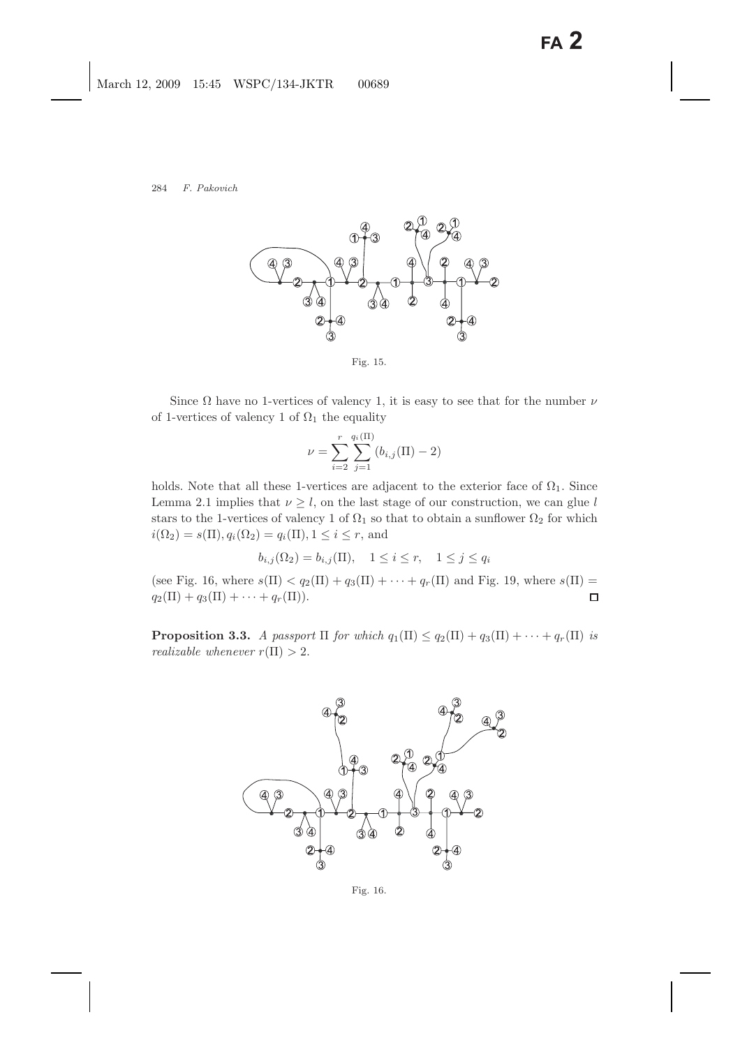Fig. 15.

Since $\Omega$ have no 1-vertices of valency 1, it is easy to see that for the number $\nu$ of 1-vertices of valency 1 of $\Omega_1$ the equality

$$\nu = \sum_{i=2}^{r} \sum_{j=1}^{q_i(\Pi)} (b_{i,j}(\Pi) - 2)$$

holds. Note that all these 1-vertices are adjacent to the exterior face of $\Omega_1$. Since Lemma 2.1 implies that $\nu \geq l$, on the last stage of our construction, we can glue $l$ stars to the 1-vertices of valency 1 of $\Omega_1$ so that to obtain a sunflower $\Omega_2$ for which $i(\Omega_2) = s(\Pi), q_i(\Omega_2) = q_i(\Pi), 1 \leq i \leq r$, and

$$b_{i,j}(\Omega_2) = b_{i,j}(\Pi), \quad 1 \leq i \leq r, \quad 1 \leq j \leq q_i$$

(see Fig. 16, where $s(\Pi) < q_2(\Pi) + q_3(\Pi) + \cdots + q_r(\Pi)$ and Fig. 19, where $s(\Pi) = q_2(\Pi) + q_3(\Pi) + \cdots + q_r(\Pi)$). □

**Proposition 3.3.** *A passport* $\Pi$ *for which* $q_1(\Pi) \leq q_2(\Pi) + q_3(\Pi) + \cdots + q_r(\Pi)$ *is realizable whenever* $r(\Pi) > 2$.

Fig. 16.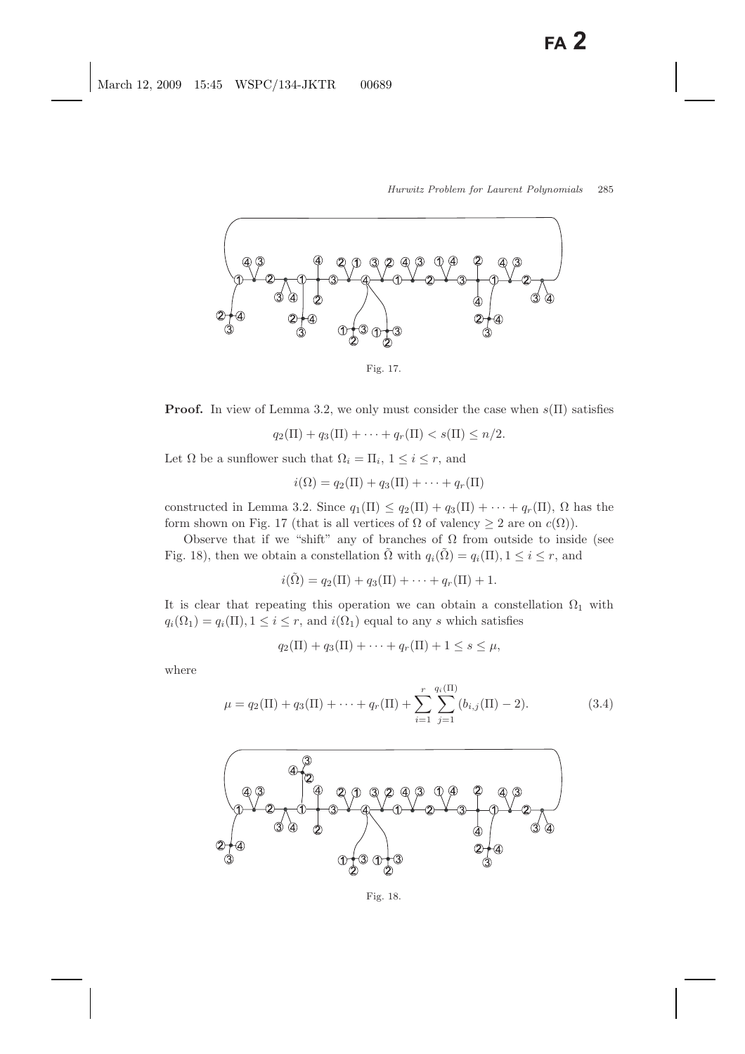Fig. 17.

**Proof.** In view of Lemma 3.2, we only must consider the case when $s(\Pi)$ satisfies

$$q_2(\Pi) + q_3(\Pi) + \cdots + q_r(\Pi) < s(\Pi) \leq n/2.$$

Let $\Omega$ be a sunflower such that $\Omega_i = \Pi_i$, $1 \leq i \leq r$, and

$$i(\Omega) = q_2(\Pi) + q_3(\Pi) + \cdots + q_r(\Pi)$$

constructed in Lemma 3.2. Since $q_1(\Pi) \leq q_2(\Pi) + q_3(\Pi) + \cdots + q_r(\Pi)$, $\Omega$ has the form shown on Fig. 17 (that is all vertices of $\Omega$ of valency $\geq 2$ are on $c(\Omega)$).

Observe that if we "shift" any of branches of $\Omega$ from outside to inside (see Fig. 18), then we obtain a constellation $\tilde{\Omega}$ with $q_i(\tilde{\Omega}) = q_i(\Pi), 1 \leq i \leq r$, and

$$i(\tilde{\Omega}) = q_2(\Pi) + q_3(\Pi) + \cdots + q_r(\Pi) + 1.$$

It is clear that repeating this operation we can obtain a constellation $\Omega_1$ with $q_i(\Omega_1) = q_i(\Pi), 1 \leq i \leq r$, and $i(\Omega_1)$ equal to any $s$ which satisfies

$$q_2(\Pi) + q_3(\Pi) + \cdots + q_r(\Pi) + 1 \leq s \leq \mu,$$

where

$$\mu = q_2(\Pi) + q_3(\Pi) + \cdots + q_r(\Pi) + \sum_{i=1}^{r} \sum_{j=1}^{q_i(\Pi)} (b_{i,j}(\Pi) - 2). \tag{3.4}$$

Fig. 18.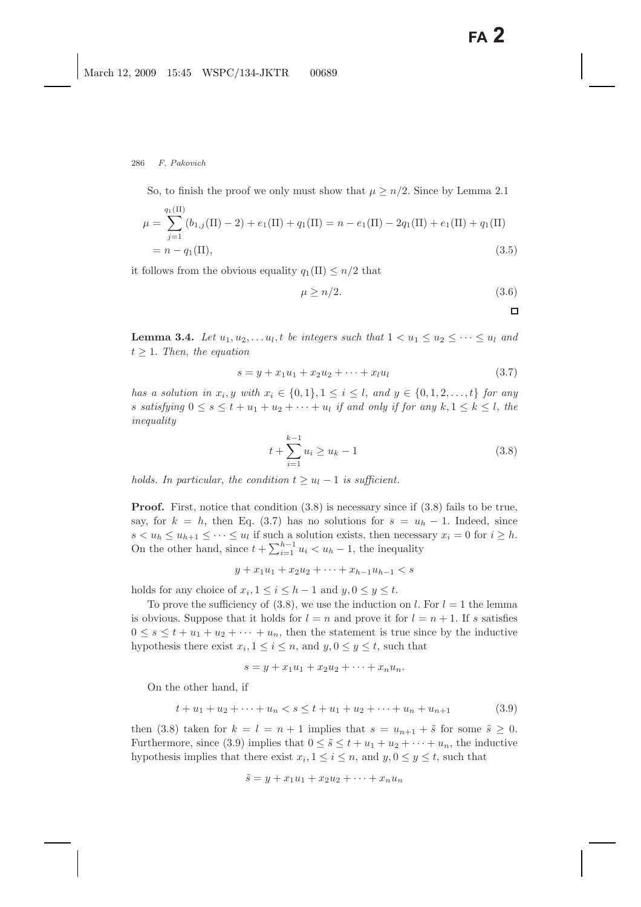So, to finish the proof we only must show that $\mu \geq n/2$. Since by Lemma 2.1

$$\begin{aligned}\mu &= \sum_{j=1}^{q_1(\Pi)} (b_{1,j}(\Pi) - 2) + e_1(\Pi) + q_1(\Pi) = n - e_1(\Pi) - 2q_1(\Pi) + e_1(\Pi) + q_1(\Pi) \\ &= n - q_1(\Pi), \end{aligned} \tag{3.5}$$

it follows from the obvious equality $q_1(\Pi) \leq n/2$ that

$$\mu \geq n/2. \tag{3.6}$$

□

**Lemma 3.4.** *Let $u_1, u_2, \ldots u_l, t$ be integers such that $1 < u_1 \leq u_2 \leq \cdots \leq u_l$ and $t \geq 1$. Then, the equation*

$$s = y + x_1 u_1 + x_2 u_2 + \cdots + x_l u_l \tag{3.7}$$

*has a solution in $x_i, y$ with $x_i \in \{0, 1\}, 1 \leq i \leq l$, and $y \in \{0, 1, 2, \ldots, t\}$ for any $s$ satisfying $0 \leq s \leq t + u_1 + u_2 + \cdots + u_l$ if and only if for any $k, 1 \leq k \leq l$, the inequality*

$$t + \sum_{i=1}^{k-1} u_i \geq u_k - 1 \tag{3.8}$$

*holds. In particular, the condition $t \geq u_l - 1$ is sufficient.*

**Proof.** First, notice that condition (3.8) is necessary since if (3.8) fails to be true, say, for $k = h$, then Eq. (3.7) has no solutions for $s = u_h - 1$. Indeed, since $s < u_h \leq u_{h+1} \leq \cdots \leq u_l$ if such a solution exists, then necessary $x_i = 0$ for $i \geq h$. On the other hand, since $t + \sum_{i=1}^{h-1} u_i < u_h - 1$, the inequality

$$y + x_1 u_1 + x_2 u_2 + \cdots + x_{h-1} u_{h-1} < s$$

holds for any choice of $x_i, 1 \leq i \leq h-1$ and $y, 0 \leq y \leq t$.

To prove the sufficiency of (3.8), we use the induction on $l$. For $l = 1$ the lemma is obvious. Suppose that it holds for $l = n$ and prove it for $l = n + 1$. If $s$ satisfies $0 \leq s \leq t + u_1 + u_2 + \cdots + u_n$, then the statement is true since by the inductive hypothesis there exist $x_i, 1 \leq i \leq n$, and $y, 0 \leq y \leq t$, such that

$$s = y + x_1 u_1 + x_2 u_2 + \cdots + x_n u_n.$$

On the other hand, if

$$t + u_1 + u_2 + \cdots + u_n < s \leq t + u_1 + u_2 + \cdots + u_n + u_{n+1} \tag{3.9}$$

then (3.8) taken for $k = l = n + 1$ implies that $s = u_{n+1} + \tilde{s}$ for some $\tilde{s} \geq 0$. Furthermore, since (3.9) implies that $0 \leq \tilde{s} \leq t + u_1 + u_2 + \cdots + u_n$, the inductive hypothesis implies that there exist $x_i, 1 \leq i \leq n$, and $y, 0 \leq y \leq t$, such that

$$\tilde{s} = y + x_1 u_1 + x_2 u_2 + \cdots + x_n u_n$$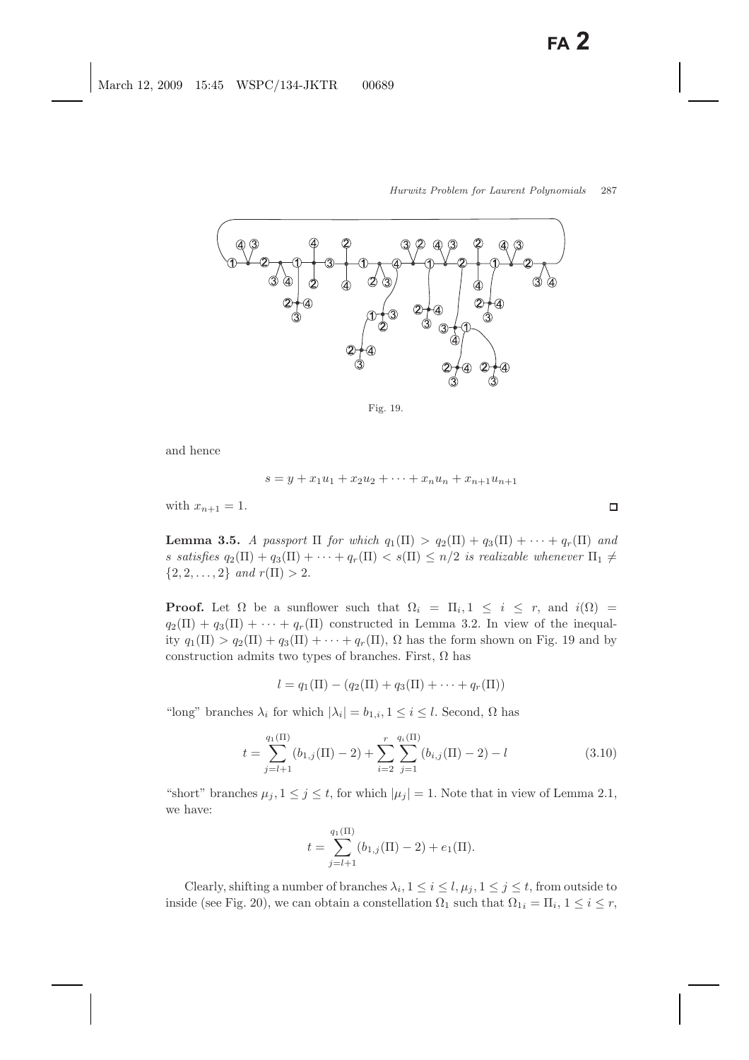Fig. 19.

and hence

$$s = y + x_1u_1 + x_2u_2 + \cdots + x_nu_n + x_{n+1}u_{n+1}$$

with $x_{n+1} = 1$. $\square$

**Lemma 3.5.** *A passport $\Pi$ for which $q_1(\Pi) > q_2(\Pi) + q_3(\Pi) + \cdots + q_r(\Pi)$ and $s$ satisfies $q_2(\Pi) + q_3(\Pi) + \cdots + q_r(\Pi) < s(\Pi) \leq n/2$ is realizable whenever $\Pi_1 \neq \{2, 2, \ldots, 2\}$ and $r(\Pi) > 2$.*

**Proof.** Let $\Omega$ be a sunflower such that $\Omega_i = \Pi_i, 1 \leq i \leq r$, and $i(\Omega) = q_2(\Pi) + q_3(\Pi) + \cdots + q_r(\Pi)$ constructed in Lemma 3.2. In view of the inequality $q_1(\Pi) > q_2(\Pi) + q_3(\Pi) + \cdots + q_r(\Pi)$, $\Omega$ has the form shown on Fig. 19 and by construction admits two types of branches. First, $\Omega$ has

$$l = q_1(\Pi) - (q_2(\Pi) + q_3(\Pi) + \cdots + q_r(\Pi))$$

"long" branches $\lambda_i$ for which $|\lambda_i| = b_{1,i}, 1 \leq i \leq l$. Second, $\Omega$ has

$$t = \sum_{j=l+1}^{q_1(\Pi)} (b_{1,j}(\Pi) - 2) + \sum_{i=2}^{r} \sum_{j=1}^{q_i(\Pi)} (b_{i,j}(\Pi) - 2) - l \tag{3.10}$$

"short" branches $\mu_j, 1 \leq j \leq t$, for which $|\mu_j| = 1$. Note that in view of Lemma 2.1, we have:

$$t = \sum_{j=l+1}^{q_1(\Pi)} (b_{1,j}(\Pi) - 2) + e_1(\Pi).$$

Clearly, shifting a number of branches $\lambda_i, 1 \leq i \leq l, \mu_j, 1 \leq j \leq t$, from outside to inside (see Fig. 20), we can obtain a constellation $\Omega_1$ such that $\Omega_{1i} = \Pi_i$, $1 \leq i \leq r$,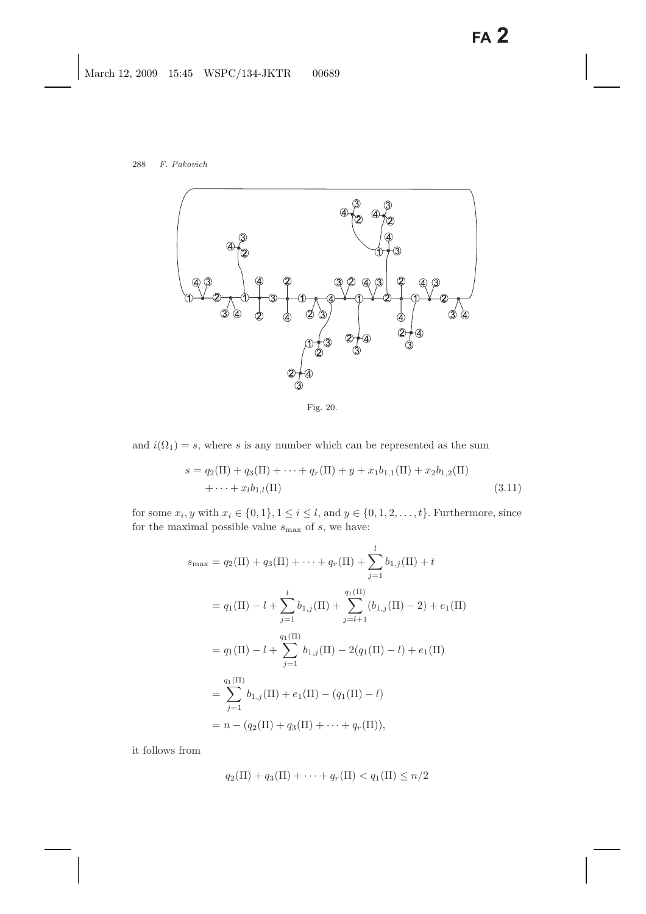Fig. 20.

and $i(\Omega_1) = s$, where $s$ is any number which can be represented as the sum

$$s = q_2(\Pi) + q_3(\Pi) + \cdots + q_r(\Pi) + y + x_1 b_{1,1}(\Pi) + x_2 b_{1,2}(\Pi) + \cdots + x_l b_{1,l}(\Pi) \tag{3.11}$$

for some $x_i, y$ with $x_i \in \{0, 1\}, 1 \leq i \leq l$, and $y \in \{0, 1, 2, \ldots, t\}$. Furthermore, since for the maximal possible value $s_{\max}$ of $s$, we have:

$$\begin{aligned}
s_{\max} &= q_2(\Pi) + q_3(\Pi) + \cdots + q_r(\Pi) + \sum_{j=1}^{l} b_{1,j}(\Pi) + t \\
&= q_1(\Pi) - l + \sum_{j=1}^{l} b_{1,j}(\Pi) + \sum_{j=l+1}^{q_1(\Pi)} (b_{1,j}(\Pi) - 2) + e_1(\Pi) \\
&= q_1(\Pi) - l + \sum_{j=1}^{q_1(\Pi)} b_{1,j}(\Pi) - 2(q_1(\Pi) - l) + e_1(\Pi) \\
&= \sum_{j=1}^{q_1(\Pi)} b_{1,j}(\Pi) + e_1(\Pi) - (q_1(\Pi) - l) \\
&= n - (q_2(\Pi) + q_3(\Pi) + \cdots + q_r(\Pi)),
\end{aligned}$$

it follows from

$$q_2(\Pi) + q_3(\Pi) + \cdots + q_r(\Pi) < q_1(\Pi) \leq n/2$$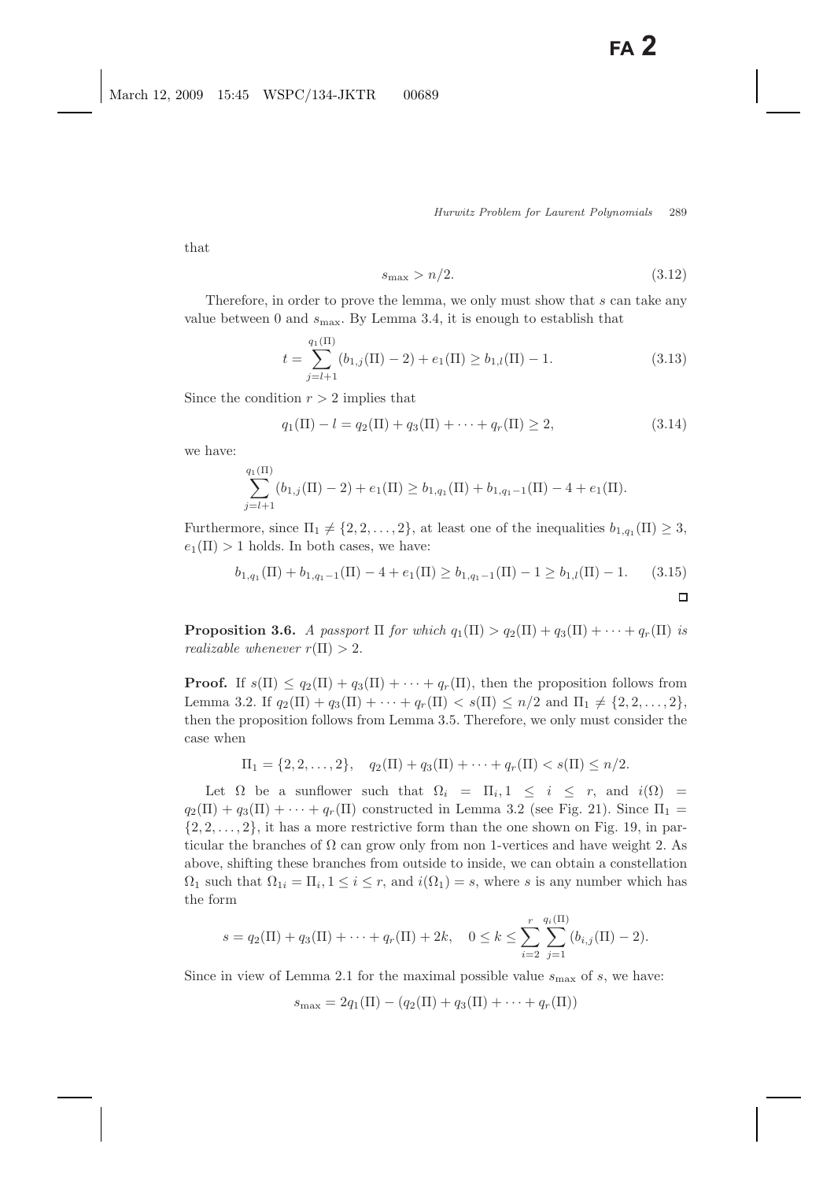that

$$s_{\max} > n/2. \tag{3.12}$$

Therefore, in order to prove the lemma, we only must show that $s$ can take any value between 0 and $s_{\max}$. By Lemma 3.4, it is enough to establish that

$$t = \sum_{j=l+1}^{q_1(\Pi)} (b_{1,j}(\Pi) - 2) + e_1(\Pi) \geq b_{1,l}(\Pi) - 1. \tag{3.13}$$

Since the condition $r > 2$ implies that

$$q_1(\Pi) - l = q_2(\Pi) + q_3(\Pi) + \cdots + q_r(\Pi) \geq 2, \tag{3.14}$$

we have:

$$\sum_{j=l+1}^{q_1(\Pi)} (b_{1,j}(\Pi) - 2) + e_1(\Pi) \geq b_{1,q_1}(\Pi) + b_{1,q_1-1}(\Pi) - 4 + e_1(\Pi).$$

Furthermore, since $\Pi_1 \neq \{2, 2, \ldots, 2\}$, at least one of the inequalities $b_{1,q_1}(\Pi) \geq 3$, $e_1(\Pi) > 1$ holds. In both cases, we have:

$$b_{1,q_1}(\Pi) + b_{1,q_1-1}(\Pi) - 4 + e_1(\Pi) \geq b_{1,q_1-1}(\Pi) - 1 \geq b_{1,l}(\Pi) - 1. \tag{3.15}$$

□

**Proposition 3.6.** *A passport $\Pi$ for which $q_1(\Pi) > q_2(\Pi) + q_3(\Pi) + \cdots + q_r(\Pi)$ is realizable whenever $r(\Pi) > 2$.*

**Proof.** If $s(\Pi) \leq q_2(\Pi) + q_3(\Pi) + \cdots + q_r(\Pi)$, then the proposition follows from Lemma 3.2. If $q_2(\Pi) + q_3(\Pi) + \cdots + q_r(\Pi) < s(\Pi) \leq n/2$ and $\Pi_1 \neq \{2, 2, \ldots, 2\}$, then the proposition follows from Lemma 3.5. Therefore, we only must consider the case when

$$\Pi_1 = \{2, 2, \ldots, 2\}, \quad q_2(\Pi) + q_3(\Pi) + \cdots + q_r(\Pi) < s(\Pi) \leq n/2.$$

Let $\Omega$ be a sunflower such that $\Omega_i = \Pi_i, 1 \leq i \leq r$, and $i(\Omega) = q_2(\Pi) + q_3(\Pi) + \cdots + q_r(\Pi)$ constructed in Lemma 3.2 (see Fig. 21). Since $\Pi_1 = \{2, 2, \ldots, 2\}$, it has a more restrictive form than the one shown on Fig. 19, in particular the branches of $\Omega$ can grow only from non 1-vertices and have weight 2. As above, shifting these branches from outside to inside, we can obtain a constellation $\Omega_1$ such that $\Omega_{1i} = \Pi_i, 1 \leq i \leq r$, and $i(\Omega_1) = s$, where $s$ is any number which has the form

$$s = q_2(\Pi) + q_3(\Pi) + \cdots + q_r(\Pi) + 2k, \quad 0 \leq k \leq \sum_{i=2}^{r} \sum_{j=1}^{q_i(\Pi)} (b_{i,j}(\Pi) - 2).$$

Since in view of Lemma 2.1 for the maximal possible value $s_{\max}$ of $s$, we have:

$$s_{\max} = 2q_1(\Pi) - (q_2(\Pi) + q_3(\Pi) + \cdots + q_r(\Pi))$$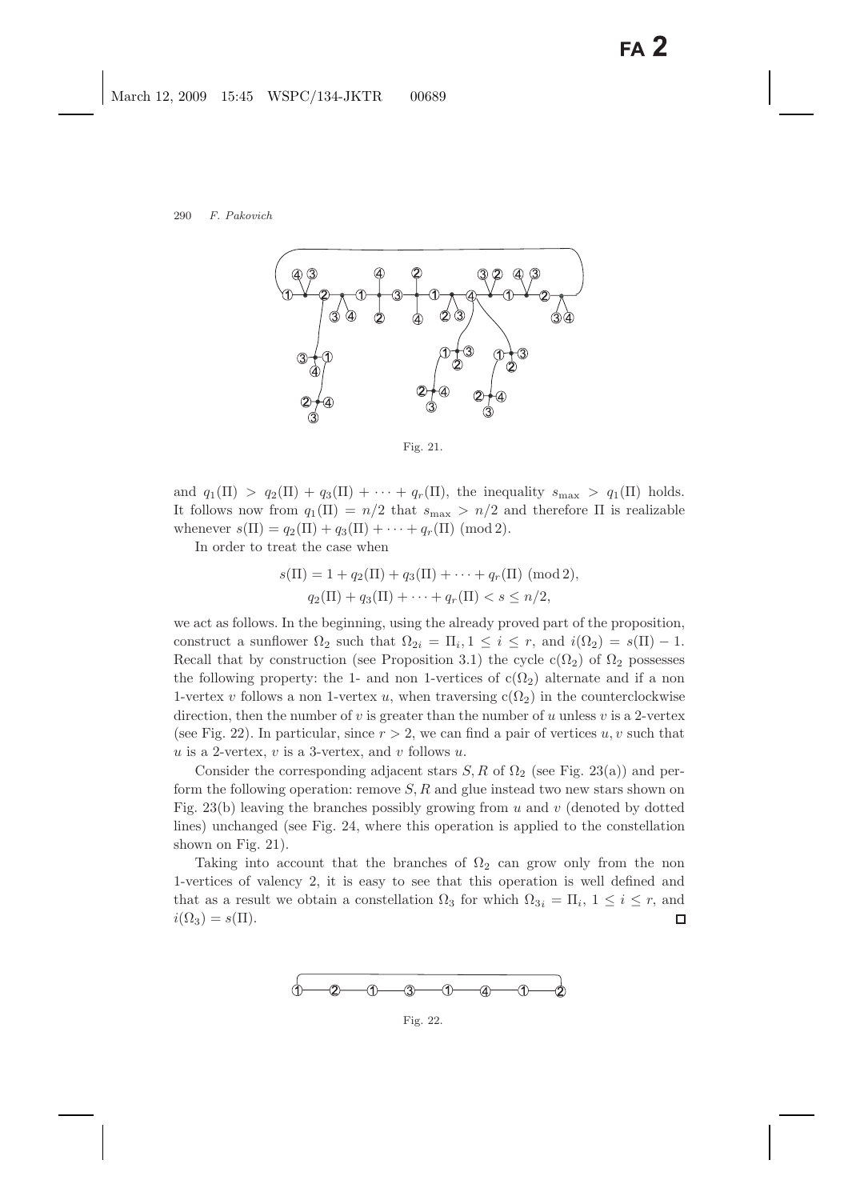Fig. 21.

and $q_1(\Pi) > q_2(\Pi) + q_3(\Pi) + \cdots + q_r(\Pi)$, the inequality $s_{\max} > q_1(\Pi)$ holds. It follows now from $q_1(\Pi) = n/2$ that $s_{\max} > n/2$ and therefore $\Pi$ is realizable whenever $s(\Pi) = q_2(\Pi) + q_3(\Pi) + \cdots + q_r(\Pi) \pmod 2$.

In order to treat the case when

$$s(\Pi) = 1 + q_2(\Pi) + q_3(\Pi) + \cdots + q_r(\Pi) \pmod 2,$$
$$q_2(\Pi) + q_3(\Pi) + \cdots + q_r(\Pi) < s \leq n/2,$$

we act as follows. In the beginning, using the already proved part of the proposition, construct a sunflower $\Omega_2$ such that $\Omega_{2i} = \Pi_i, 1 \leq i \leq r$, and $i(\Omega_2) = s(\Pi) - 1$. Recall that by construction (see Proposition 3.1) the cycle $c(\Omega_2)$ of $\Omega_2$ possesses the following property: the 1- and non 1-vertices of $c(\Omega_2)$ alternate and if a non 1-vertex $v$ follows a non 1-vertex $u$, when traversing $c(\Omega_2)$ in the counterclockwise direction, then the number of $v$ is greater than the number of $u$ unless $v$ is a 2-vertex (see Fig. 22). In particular, since $r > 2$, we can find a pair of vertices $u, v$ such that $u$ is a 2-vertex, $v$ is a 3-vertex, and $v$ follows $u$.

Consider the corresponding adjacent stars $S, R$ of $\Omega_2$ (see Fig. 23(a)) and perform the following operation: remove $S, R$ and glue instead two new stars shown on Fig. 23(b) leaving the branches possibly growing from $u$ and $v$ (denoted by dotted lines) unchanged (see Fig. 24, where this operation is applied to the constellation shown on Fig. 21).

Taking into account that the branches of $\Omega_2$ can grow only from the non 1-vertices of valency 2, it is easy to see that this operation is well defined and that as a result we obtain a constellation $\Omega_3$ for which $\Omega_{3i} = \Pi_i$, $1 \leq i \leq r$, and $i(\Omega_3) = s(\Pi)$. □

Fig. 22.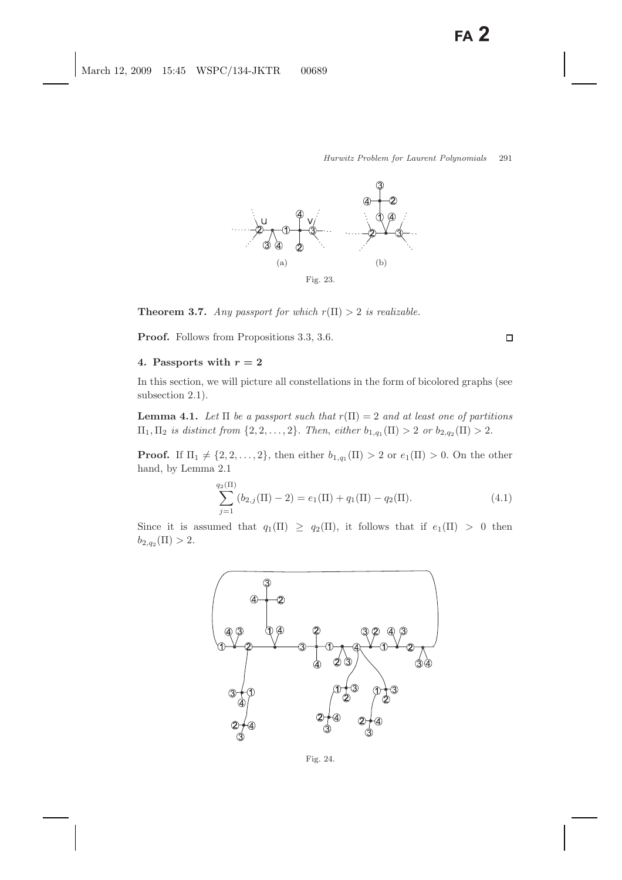(a) (b)

Fig. 23.

**Theorem 3.7.** *Any passport for which $r(\Pi) > 2$ is realizable.*

**Proof.** Follows from Propositions 3.3, 3.6. □

## 4. Passports with $r = 2$

In this section, we will picture all constellations in the form of bicolored graphs (see subsection 2.1).

**Lemma 4.1.** *Let $\Pi$ be a passport such that $r(\Pi) = 2$ and at least one of partitions $\Pi_1, \Pi_2$ is distinct from $\{2, 2, \ldots, 2\}$. Then, either $b_{1,q_1}(\Pi) > 2$ or $b_{2,q_2}(\Pi) > 2$.*

**Proof.** If $\Pi_1 \neq \{2, 2, \ldots, 2\}$, then either $b_{1,q_1}(\Pi) > 2$ or $e_1(\Pi) > 0$. On the other hand, by Lemma 2.1

$$\sum_{j=1}^{q_2(\Pi)} (b_{2,j}(\Pi) - 2) = e_1(\Pi) + q_1(\Pi) - q_2(\Pi). \tag{4.1}$$

Since it is assumed that $q_1(\Pi) \geq q_2(\Pi)$, it follows that if $e_1(\Pi) > 0$ then $b_{2,q_2}(\Pi) > 2$.

Fig. 24.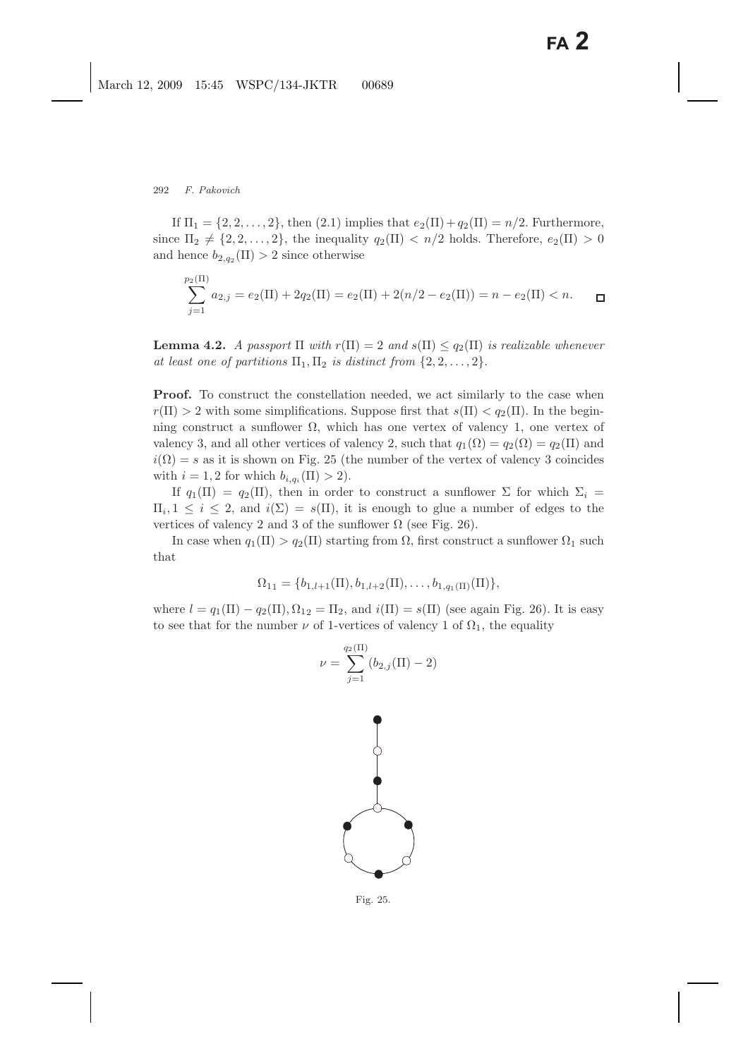If $\Pi_1 = \{2, 2, \ldots, 2\}$, then (2.1) implies that $e_2(\Pi) + q_2(\Pi) = n/2$. Furthermore, since $\Pi_2 \neq \{2, 2, \ldots, 2\}$, the inequality $q_2(\Pi) < n/2$ holds. Therefore, $e_2(\Pi) > 0$ and hence $b_{2,q_2}(\Pi) > 2$ since otherwise

$$\sum_{j=1}^{p_2(\Pi)} a_{2,j} = e_2(\Pi) + 2q_2(\Pi) = e_2(\Pi) + 2(n/2 - e_2(\Pi)) = n - e_2(\Pi) < n. \qquad \square$$

**Lemma 4.2.** *A passport $\Pi$ with $r(\Pi) = 2$ and $s(\Pi) \leq q_2(\Pi)$ is realizable whenever at least one of partitions $\Pi_1, \Pi_2$ is distinct from $\{2, 2, \ldots, 2\}$.*

**Proof.** To construct the constellation needed, we act similarly to the case when $r(\Pi) > 2$ with some simplifications. Suppose first that $s(\Pi) < q_2(\Pi)$. In the beginning construct a sunflower $\Omega$, which has one vertex of valency 1, one vertex of valency 3, and all other vertices of valency 2, such that $q_1(\Omega) = q_2(\Omega) = q_2(\Pi)$ and $i(\Omega) = s$ as it is shown on Fig. 25 (the number of the vertex of valency 3 coincides with $i = 1, 2$ for which $b_{i,q_i}(\Pi) > 2$).

If $q_1(\Pi) = q_2(\Pi)$, then in order to construct a sunflower $\Sigma$ for which $\Sigma_i = \Pi_i, 1 \leq i \leq 2$, and $i(\Sigma) = s(\Pi)$, it is enough to glue a number of edges to the vertices of valency 2 and 3 of the sunflower $\Omega$ (see Fig. 26).

In case when $q_1(\Pi) > q_2(\Pi)$ starting from $\Omega$, first construct a sunflower $\Omega_1$ such that

$$\Omega_{1_1} = \{b_{1,l+1}(\Pi), b_{1,l+2}(\Pi), \ldots, b_{1,q_1(\Pi)}(\Pi)\},$$

where $l = q_1(\Pi) - q_2(\Pi), \Omega_{1_2} = \Pi_2$, and $i(\Pi) = s(\Pi)$ (see again Fig. 26). It is easy to see that for the number $\nu$ of 1-vertices of valency 1 of $\Omega_1$, the equality

$$\nu = \sum_{j=1}^{q_2(\Pi)} (b_{2,j}(\Pi) - 2)$$

Fig. 25.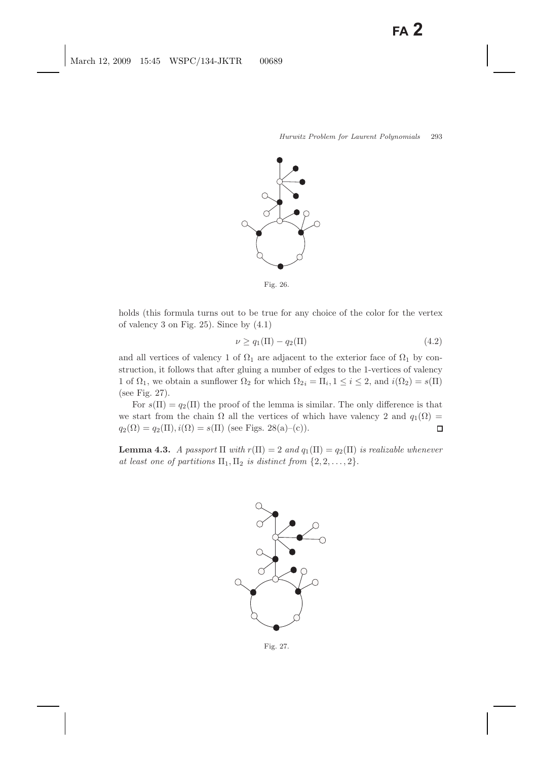Fig. 26.

holds (this formula turns out to be true for any choice of the color for the vertex of valency 3 on Fig. 25). Since by (4.1)

$$\nu \geq q_1(\Pi) - q_2(\Pi) \tag{4.2}$$

and all vertices of valency 1 of $\Omega_1$ are adjacent to the exterior face of $\Omega_1$ by construction, it follows that after gluing a number of edges to the 1-vertices of valency 1 of $\Omega_1$, we obtain a sunflower $\Omega_2$ for which $\Omega_{2i} = \Pi_i, 1 \leq i \leq 2$, and $i(\Omega_2) = s(\Pi)$ (see Fig. 27).

For $s(\Pi) = q_2(\Pi)$ the proof of the lemma is similar. The only difference is that we start from the chain $\Omega$ all the vertices of which have valency 2 and $q_1(\Omega) = q_2(\Omega) = q_2(\Pi), i(\Omega) = s(\Pi)$ (see Figs. 28(a)–(c)). $\square$

**Lemma 4.3.** *A passport* $\Pi$ *with* $r(\Pi) = 2$ *and* $q_1(\Pi) = q_2(\Pi)$ *is realizable whenever at least one of partitions* $\Pi_1, \Pi_2$ *is distinct from* $\{2, 2, \ldots, 2\}$.

Fig. 27.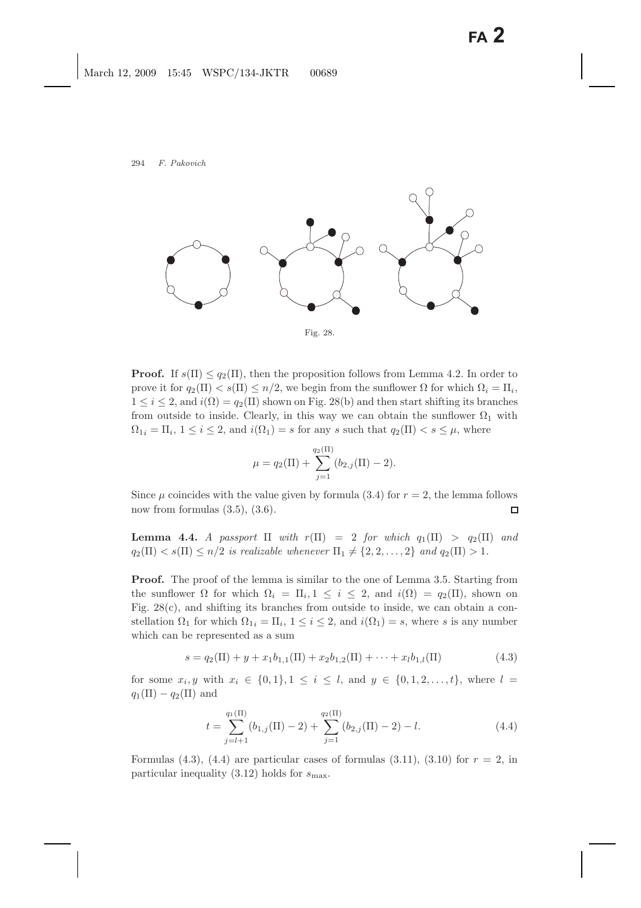Fig. 28.

**Proof.** If $s(\Pi) \leq q_2(\Pi)$, then the proposition follows from Lemma 4.2. In order to prove it for $q_2(\Pi) < s(\Pi) \leq n/2$, we begin from the sunflower $\Omega$ for which $\Omega_i = \Pi_i$, $1 \leq i \leq 2$, and $i(\Omega) = q_2(\Pi)$ shown on Fig. 28(b) and then start shifting its branches from outside to inside. Clearly, in this way we can obtain the sunflower $\Omega_1$ with $\Omega_{1i} = \Pi_i$, $1 \leq i \leq 2$, and $i(\Omega_1) = s$ for any $s$ such that $q_2(\Pi) < s \leq \mu$, where

$$\mu = q_2(\Pi) + \sum_{j=1}^{q_2(\Pi)} (b_{2,j}(\Pi) - 2).$$

Since $\mu$ coincides with the value given by formula (3.4) for $r = 2$, the lemma follows now from formulas (3.5), (3.6). □

**Lemma 4.4.** *A passport $\Pi$ with $r(\Pi) = 2$ for which $q_1(\Pi) > q_2(\Pi)$ and $q_2(\Pi) < s(\Pi) \leq n/2$ is realizable whenever $\Pi_1 \neq \{2, 2, \ldots, 2\}$ and $q_2(\Pi) > 1$.*

**Proof.** The proof of the lemma is similar to the one of Lemma 3.5. Starting from the sunflower $\Omega$ for which $\Omega_i = \Pi_i, 1 \leq i \leq 2$, and $i(\Omega) = q_2(\Pi)$, shown on Fig. 28(c), and shifting its branches from outside to inside, we can obtain a constellation $\Omega_1$ for which $\Omega_{1i} = \Pi_i$, $1 \leq i \leq 2$, and $i(\Omega_1) = s$, where $s$ is any number which can be represented as a sum

$$s = q_2(\Pi) + y + x_1 b_{1,1}(\Pi) + x_2 b_{1,2}(\Pi) + \cdots + x_l b_{1,l}(\Pi) \tag{4.3}$$

for some $x_i, y$ with $x_i \in \{0, 1\}, 1 \leq i \leq l$, and $y \in \{0, 1, 2, \ldots, t\}$, where $l = q_1(\Pi) - q_2(\Pi)$ and

$$t = \sum_{j=l+1}^{q_1(\Pi)} (b_{1,j}(\Pi) - 2) + \sum_{j=1}^{q_2(\Pi)} (b_{2,j}(\Pi) - 2) - l. \tag{4.4}$$

Formulas (4.3), (4.4) are particular cases of formulas (3.11), (3.10) for $r = 2$, in particular inequality (3.12) holds for $s_{\max}$.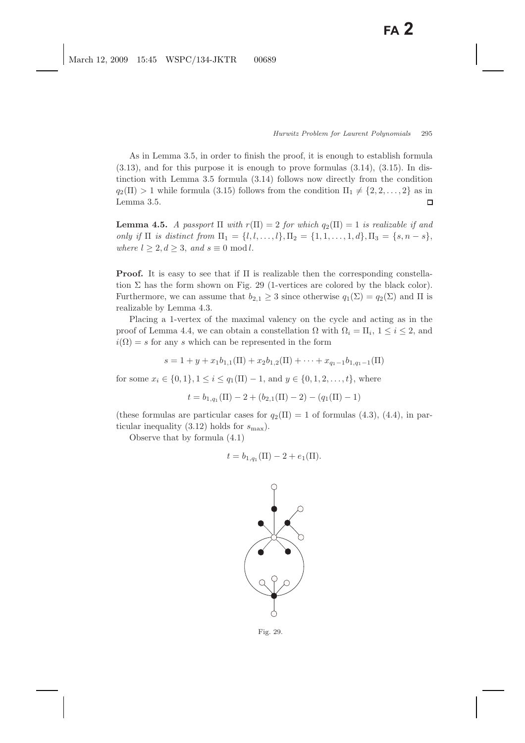As in Lemma 3.5, in order to finish the proof, it is enough to establish formula (3.13), and for this purpose it is enough to prove formulas (3.14), (3.15). In distinction with Lemma 3.5 formula (3.14) follows now directly from the condition $q_2(\Pi) > 1$ while formula (3.15) follows from the condition $\Pi_1 \neq \{2, 2, \ldots, 2\}$ as in Lemma 3.5. $\square$

**Lemma 4.5.** *A passport* $\Pi$ *with* $r(\Pi) = 2$ *for which* $q_2(\Pi) = 1$ *is realizable if and only if* $\Pi$ *is distinct from* $\Pi_1 = \{l, l, \ldots, l\}, \Pi_2 = \{1, 1, \ldots, 1, d\}, \Pi_3 = \{s, n - s\}$, *where* $l \geq 2, d \geq 3$, *and* $s \equiv 0 \bmod l$.

**Proof.** It is easy to see that if $\Pi$ is realizable then the corresponding constellation $\Sigma$ has the form shown on Fig. 29 (1-vertices are colored by the black color). Furthermore, we can assume that $b_{2,1} \geq 3$ since otherwise $q_1(\Sigma) = q_2(\Sigma)$ and $\Pi$ is realizable by Lemma 4.3.

Placing a 1-vertex of the maximal valency on the cycle and acting as in the proof of Lemma 4.4, we can obtain a constellation $\Omega$ with $\Omega_i = \Pi_i$, $1 \leq i \leq 2$, and $i(\Omega) = s$ for any $s$ which can be represented in the form

$$s = 1 + y + x_1 b_{1,1}(\Pi) + x_2 b_{1,2}(\Pi) + \cdots + x_{q_1 - 1} b_{1,q_1 - 1}(\Pi)$$

for some $x_i \in \{0, 1\}, 1 \leq i \leq q_1(\Pi) - 1$, and $y \in \{0, 1, 2, \ldots, t\}$, where

$$t = b_{1,q_1}(\Pi) - 2 + (b_{2,1}(\Pi) - 2) - (q_1(\Pi) - 1)$$

(these formulas are particular cases for $q_2(\Pi) = 1$ of formulas (4.3), (4.4), in particular inequality (3.12) holds for $s_{\max}$).

Observe that by formula (4.1)

$$t = b_{1,q_1}(\Pi) - 2 + e_1(\Pi).$$

Fig. 29.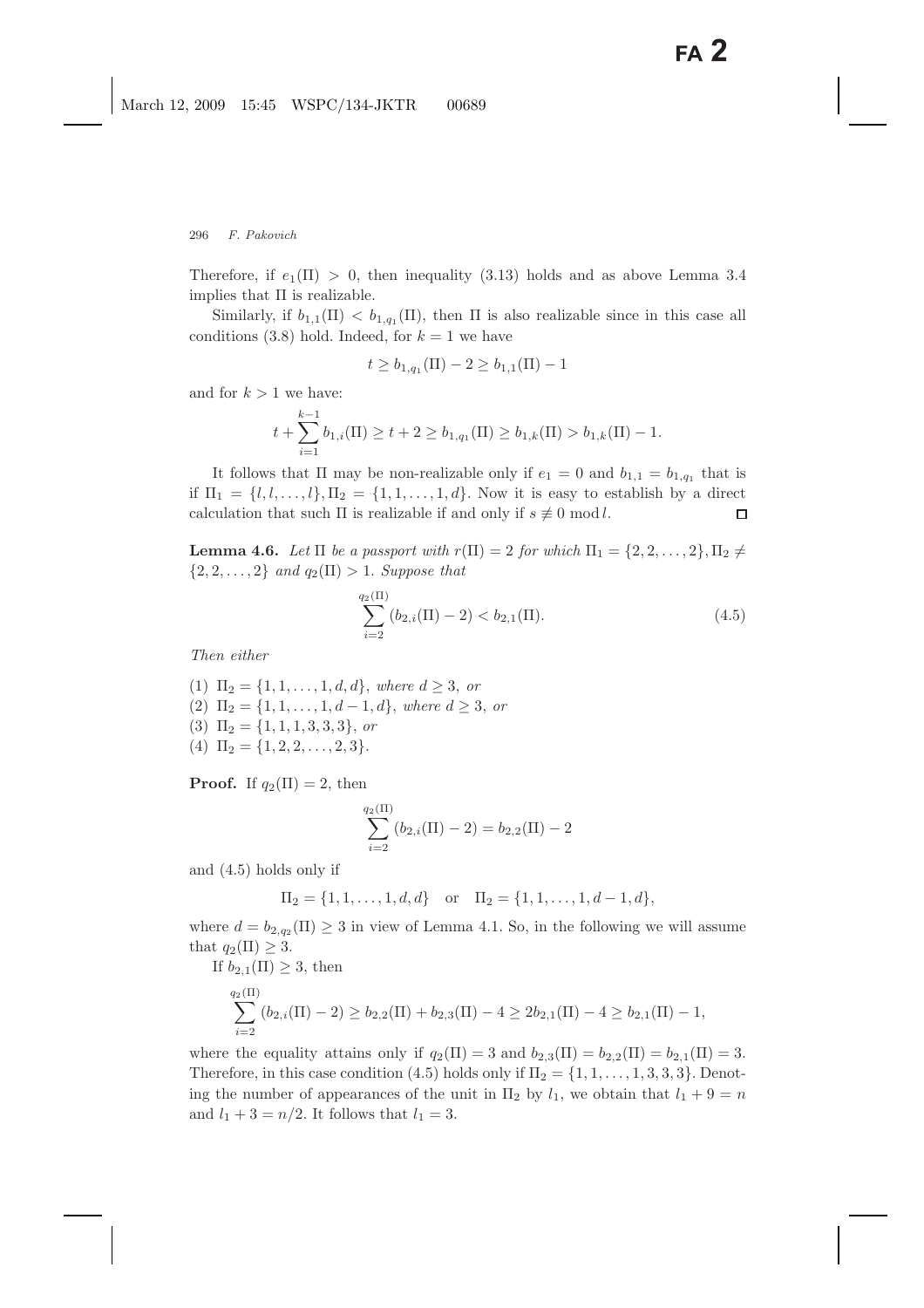Therefore, if $e_1(\Pi) > 0$, then inequality (3.13) holds and as above Lemma 3.4 implies that $\Pi$ is realizable.

Similarly, if $b_{1,1}(\Pi) < b_{1,q_1}(\Pi)$, then $\Pi$ is also realizable since in this case all conditions (3.8) hold. Indeed, for $k = 1$ we have

$$t \geq b_{1,q_1}(\Pi) - 2 \geq b_{1,1}(\Pi) - 1$$

and for $k > 1$ we have:

$$t + \sum_{i=1}^{k-1} b_{1,i}(\Pi) \geq t + 2 \geq b_{1,q_1}(\Pi) \geq b_{1,k}(\Pi) > b_{1,k}(\Pi) - 1.$$

It follows that $\Pi$ may be non-realizable only if $e_1 = 0$ and $b_{1,1} = b_{1,q_1}$ that is if $\Pi_1 = \{l, l, \ldots, l\}, \Pi_2 = \{1, 1, \ldots, 1, d\}$. Now it is easy to establish by a direct calculation that such $\Pi$ is realizable if and only if $s \not\equiv 0 \mod l$. $\square$

**Lemma 4.6.** *Let $\Pi$ be a passport with $r(\Pi) = 2$ for which $\Pi_1 = \{2, 2, \ldots, 2\}, \Pi_2 \neq \{2, 2, \ldots, 2\}$ and $q_2(\Pi) > 1$. Suppose that*

$$\sum_{i=2}^{q_2(\Pi)} (b_{2,i}(\Pi) - 2) < b_{2,1}(\Pi). \tag{4.5}$$

*Then either*

(1) $\Pi_2 = \{1, 1, \ldots, 1, d, d\}$, *where* $d \geq 3$, *or*
(2) $\Pi_2 = \{1, 1, \ldots, 1, d - 1, d\}$, *where* $d \geq 3$, *or*
(3) $\Pi_2 = \{1, 1, 1, 3, 3, 3\}$, *or*
(4) $\Pi_2 = \{1, 2, 2, \ldots, 2, 3\}$.

**Proof.** If $q_2(\Pi) = 2$, then

$$\sum_{i=2}^{q_2(\Pi)} (b_{2,i}(\Pi) - 2) = b_{2,2}(\Pi) - 2$$

and (4.5) holds only if

$$\Pi_2 = \{1, 1, \ldots, 1, d, d\} \quad \text{or} \quad \Pi_2 = \{1, 1, \ldots, 1, d - 1, d\},$$

where $d = b_{2,q_2}(\Pi) \geq 3$ in view of Lemma 4.1. So, in the following we will assume that $q_2(\Pi) \geq 3$.

If $b_{2,1}(\Pi) \geq 3$, then

$$\sum_{i=2}^{q_2(\Pi)} (b_{2,i}(\Pi) - 2) \geq b_{2,2}(\Pi) + b_{2,3}(\Pi) - 4 \geq 2b_{2,1}(\Pi) - 4 \geq b_{2,1}(\Pi) - 1,$$

where the equality attains only if $q_2(\Pi) = 3$ and $b_{2,3}(\Pi) = b_{2,2}(\Pi) = b_{2,1}(\Pi) = 3$. Therefore, in this case condition (4.5) holds only if $\Pi_2 = \{1, 1, \ldots, 1, 3, 3, 3\}$. Denoting the number of appearances of the unit in $\Pi_2$ by $l_1$, we obtain that $l_1 + 9 = n$ and $l_1 + 3 = n/2$. It follows that $l_1 = 3$.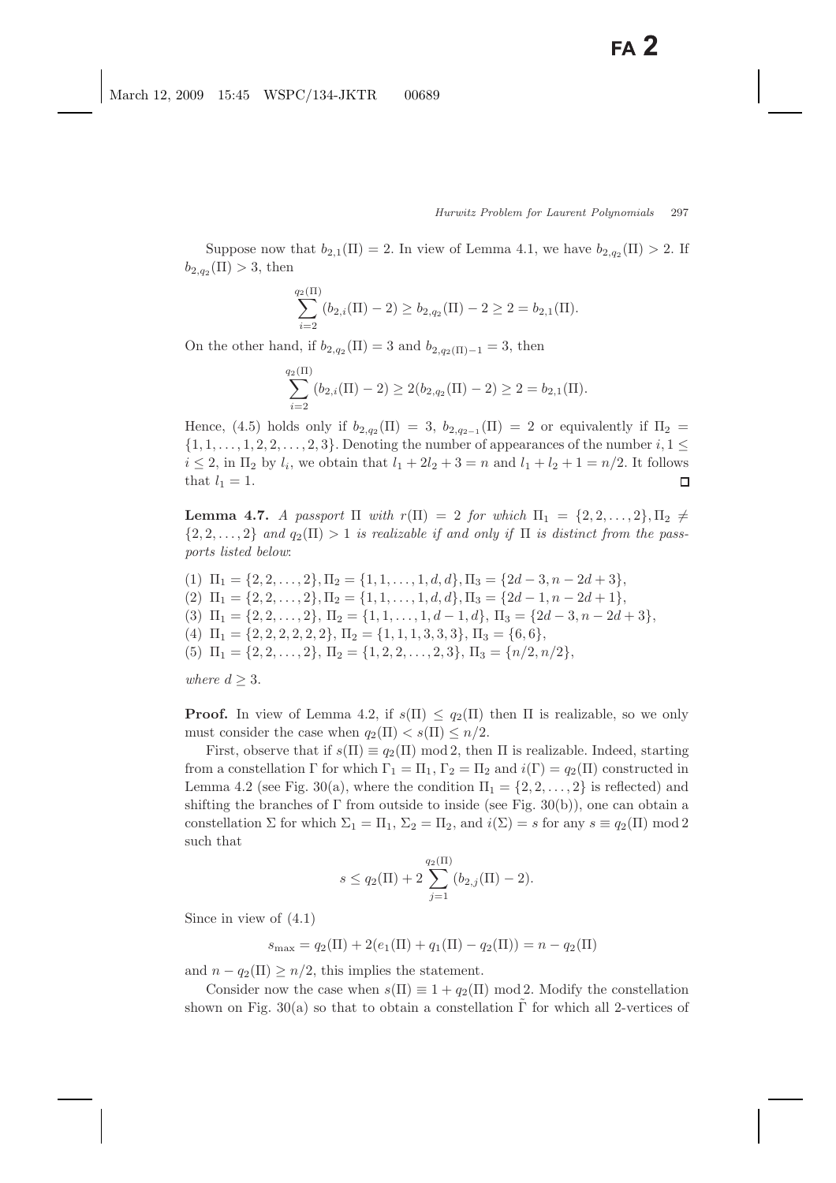Suppose now that $b_{2,1}(\Pi) = 2$. In view of Lemma 4.1, we have $b_{2,q_2}(\Pi) > 2$. If $b_{2,q_2}(\Pi) > 3$, then

$$\sum_{i=2}^{q_2(\Pi)} (b_{2,i}(\Pi) - 2) \geq b_{2,q_2}(\Pi) - 2 \geq 2 = b_{2,1}(\Pi).$$

On the other hand, if $b_{2,q_2}(\Pi) = 3$ and $b_{2,q_2(\Pi)-1} = 3$, then

$$\sum_{i=2}^{q_2(\Pi)} (b_{2,i}(\Pi) - 2) \geq 2(b_{2,q_2}(\Pi) - 2) \geq 2 = b_{2,1}(\Pi).$$

Hence, (4.5) holds only if $b_{2,q_2}(\Pi) = 3$, $b_{2,q_2-1}(\Pi) = 2$ or equivalently if $\Pi_2 = \{1, 1, \ldots, 1, 2, 2, \ldots, 2, 3\}$. Denoting the number of appearances of the number $i, 1 \leq i \leq 2$, in $\Pi_2$ by $l_i$, we obtain that $l_1 + 2l_2 + 3 = n$ and $l_1 + l_2 + 1 = n/2$. It follows that $l_1 = 1$. $\square$

**Lemma 4.7.** *A passport $\Pi$ with $r(\Pi) = 2$ for which $\Pi_1 = \{2, 2, \ldots, 2\}, \Pi_2 \neq \{2, 2, \ldots, 2\}$ and $q_2(\Pi) > 1$ is realizable if and only if $\Pi$ is distinct from the passports listed below*:

(1) $\Pi_1 = \{2, 2, \ldots, 2\}, \Pi_2 = \{1, 1, \ldots, 1, d, d\}, \Pi_3 = \{2d - 3, n - 2d + 3\}$,
(2) $\Pi_1 = \{2, 2, \ldots, 2\}, \Pi_2 = \{1, 1, \ldots, 1, d, d\}, \Pi_3 = \{2d - 1, n - 2d + 1\}$,
(3) $\Pi_1 = \{2, 2, \ldots, 2\}$, $\Pi_2 = \{1, 1, \ldots, 1, d - 1, d\}$, $\Pi_3 = \{2d - 3, n - 2d + 3\}$,
(4) $\Pi_1 = \{2, 2, 2, 2, 2, 2\}$, $\Pi_2 = \{1, 1, 1, 3, 3, 3\}$, $\Pi_3 = \{6, 6\}$,
(5) $\Pi_1 = \{2, 2, \ldots, 2\}$, $\Pi_2 = \{1, 2, 2, \ldots, 2, 3\}$, $\Pi_3 = \{n/2, n/2\}$,

*where $d \geq 3$.*

**Proof.** In view of Lemma 4.2, if $s(\Pi) \leq q_2(\Pi)$ then $\Pi$ is realizable, so we only must consider the case when $q_2(\Pi) < s(\Pi) \leq n/2$.

First, observe that if $s(\Pi) \equiv q_2(\Pi) \bmod 2$, then $\Pi$ is realizable. Indeed, starting from a constellation $\Gamma$ for which $\Gamma_1 = \Pi_1$, $\Gamma_2 = \Pi_2$ and $i(\Gamma) = q_2(\Pi)$ constructed in Lemma 4.2 (see Fig. 30(a), where the condition $\Pi_1 = \{2, 2, \ldots, 2\}$ is reflected) and shifting the branches of $\Gamma$ from outside to inside (see Fig. 30(b)), one can obtain a constellation $\Sigma$ for which $\Sigma_1 = \Pi_1$, $\Sigma_2 = \Pi_2$, and $i(\Sigma) = s$ for any $s \equiv q_2(\Pi) \bmod 2$ such that

$$s \leq q_2(\Pi) + 2 \sum_{j=1}^{q_2(\Pi)} (b_{2,j}(\Pi) - 2).$$

Since in view of (4.1)

$$s_{\max} = q_2(\Pi) + 2(e_1(\Pi) + q_1(\Pi) - q_2(\Pi)) = n - q_2(\Pi)$$

and $n - q_2(\Pi) \geq n/2$, this implies the statement.

Consider now the case when $s(\Pi) \equiv 1 + q_2(\Pi) \bmod 2$. Modify the constellation shown on Fig. 30(a) so that to obtain a constellation $\tilde{\Gamma}$ for which all 2-vertices of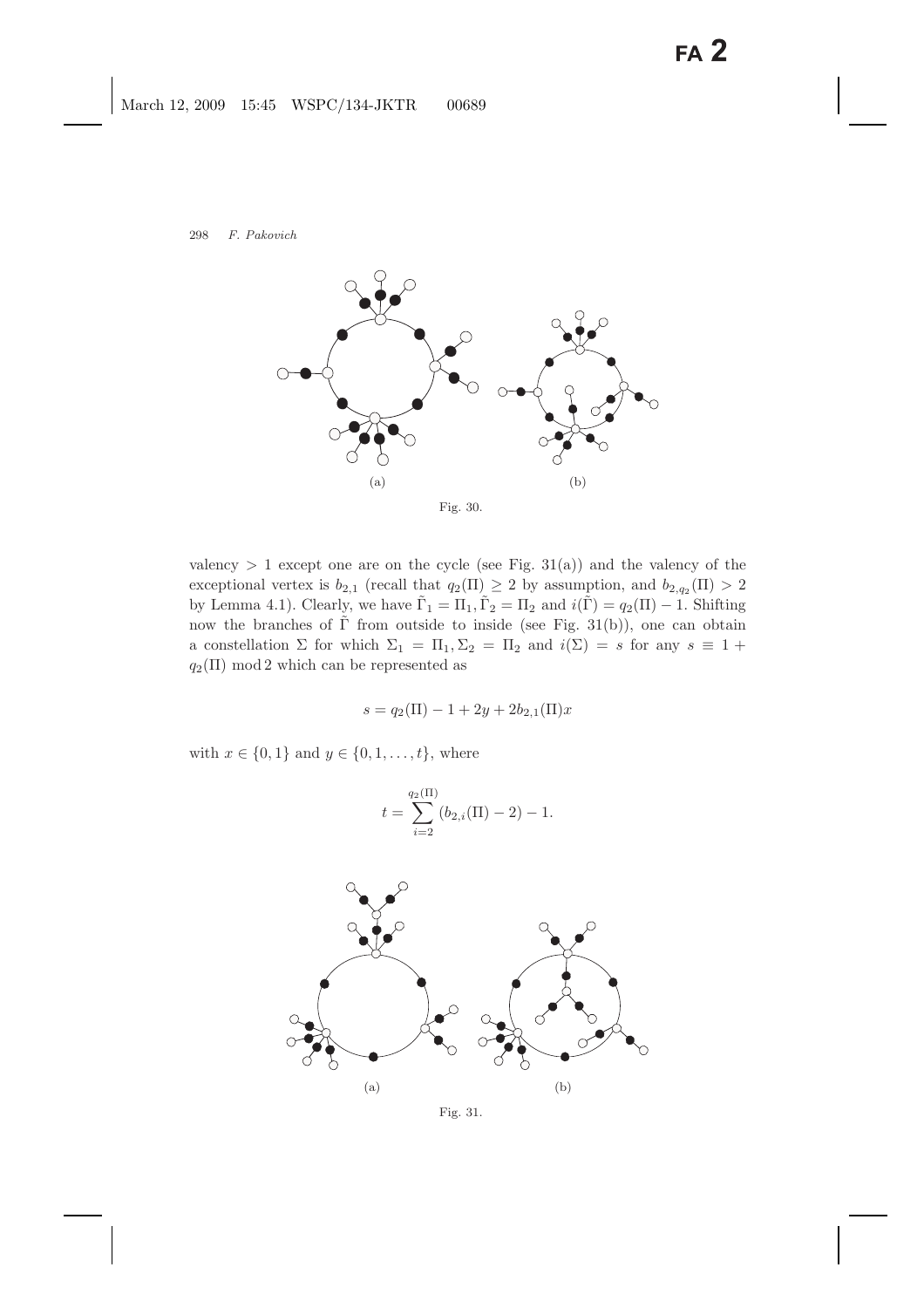(a) (b)

Fig. 30.

valency $> 1$ except one are on the cycle (see Fig. 31(a)) and the valency of the exceptional vertex is $b_{2,1}$ (recall that $q_2(\Pi) \geq 2$ by assumption, and $b_{2,q_2}(\Pi) > 2$ by Lemma 4.1). Clearly, we have $\tilde{\Gamma}_1 = \Pi_1, \tilde{\Gamma}_2 = \Pi_2$ and $i(\tilde{\Gamma}) = q_2(\Pi) - 1$. Shifting now the branches of $\tilde{\Gamma}$ from outside to inside (see Fig. 31(b)), one can obtain a constellation $\Sigma$ for which $\Sigma_1 = \Pi_1, \Sigma_2 = \Pi_2$ and $i(\Sigma) = s$ for any $s \equiv 1 + q_2(\Pi) \bmod 2$ which can be represented as

$$s = q_2(\Pi) - 1 + 2y + 2b_{2,1}(\Pi)x$$

with $x \in \{0, 1\}$ and $y \in \{0, 1, \ldots, t\}$, where

$$t = \sum_{i=2}^{q_2(\Pi)} (b_{2,i}(\Pi) - 2) - 1.$$

(a) (b)

Fig. 31.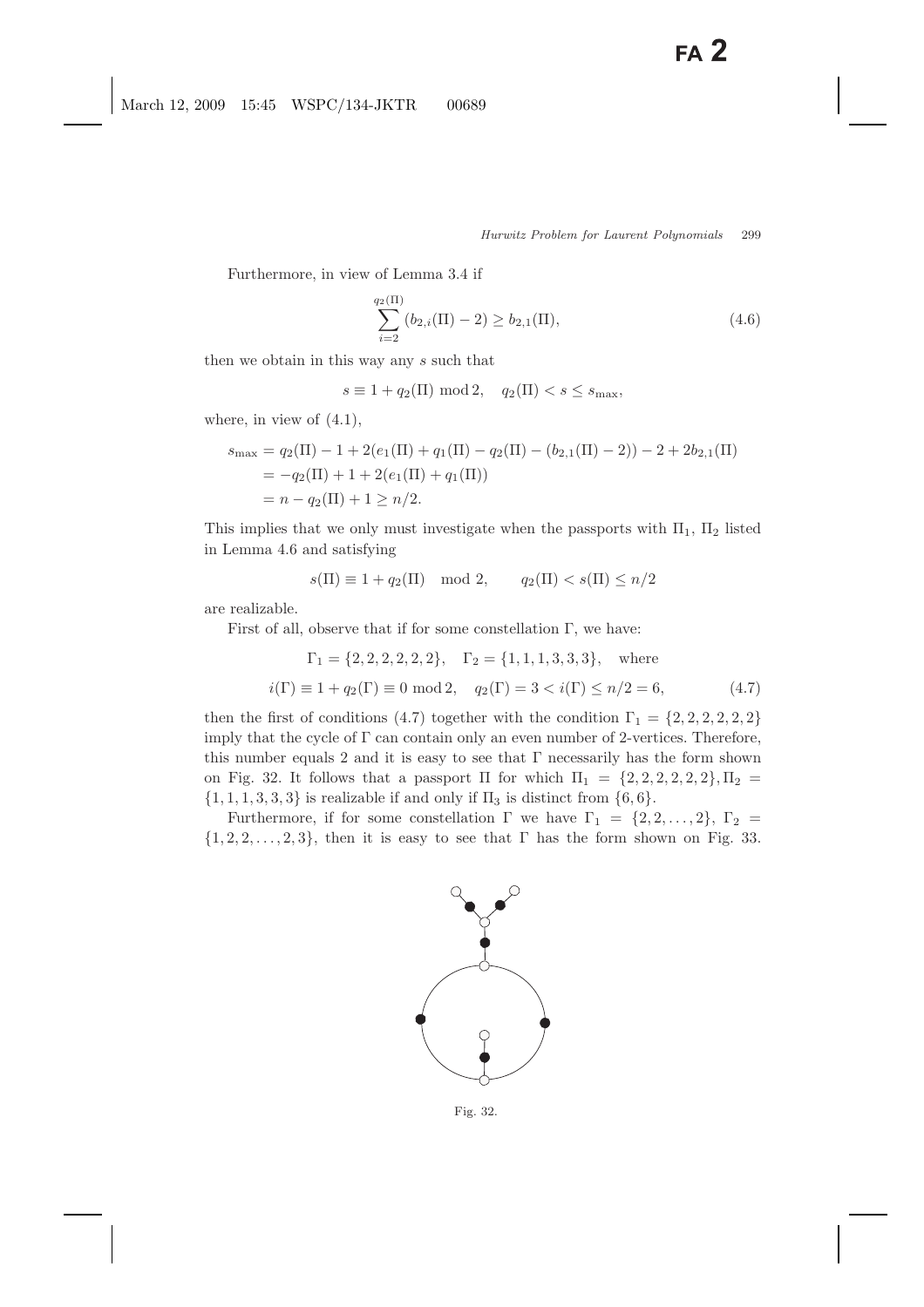Furthermore, in view of Lemma 3.4 if

$$\sum_{i=2}^{q_2(\Pi)} (b_{2,i}(\Pi) - 2) \geq b_{2,1}(\Pi), \tag{4.6}$$

then we obtain in this way any $s$ such that

$$s \equiv 1 + q_2(\Pi) \bmod 2, \quad q_2(\Pi) < s \leq s_{\max},$$

where, in view of (4.1),

$$\begin{aligned}
s_{\max} &= q_2(\Pi) - 1 + 2(e_1(\Pi) + q_1(\Pi) - q_2(\Pi) - (b_{2,1}(\Pi) - 2)) - 2 + 2b_{2,1}(\Pi) \\
&= -q_2(\Pi) + 1 + 2(e_1(\Pi) + q_1(\Pi)) \\
&= n - q_2(\Pi) + 1 \geq n/2.
\end{aligned}$$

This implies that we only must investigate when the passports with $\Pi_1$, $\Pi_2$ listed in Lemma 4.6 and satisfying

$$s(\Pi) \equiv 1 + q_2(\Pi) \mod 2, \qquad q_2(\Pi) < s(\Pi) \leq n/2$$

are realizable.

First of all, observe that if for some constellation $\Gamma$, we have:

$$\begin{gathered}
\Gamma_1 = \{2, 2, 2, 2, 2, 2\}, \quad \Gamma_2 = \{1, 1, 1, 3, 3, 3\}, \quad \text{where} \\
i(\Gamma) \equiv 1 + q_2(\Gamma) \equiv 0 \bmod 2, \quad q_2(\Gamma) = 3 < i(\Gamma) \leq n/2 = 6,
\end{gathered} \tag{4.7}$$

then the first of conditions (4.7) together with the condition $\Gamma_1 = \{2, 2, 2, 2, 2, 2\}$ imply that the cycle of $\Gamma$ can contain only an even number of 2-vertices. Therefore, this number equals 2 and it is easy to see that $\Gamma$ necessarily has the form shown on Fig. 32. It follows that a passport $\Pi$ for which $\Pi_1 = \{2, 2, 2, 2, 2, 2\}, \Pi_2 = \{1, 1, 1, 3, 3, 3\}$ is realizable if and only if $\Pi_3$ is distinct from $\{6, 6\}$.

Furthermore, if for some constellation $\Gamma$ we have $\Gamma_1 = \{2, 2, \ldots, 2\}$, $\Gamma_2 = \{1, 2, 2, \ldots, 2, 3\}$, then it is easy to see that $\Gamma$ has the form shown on Fig. 33.

Fig. 32.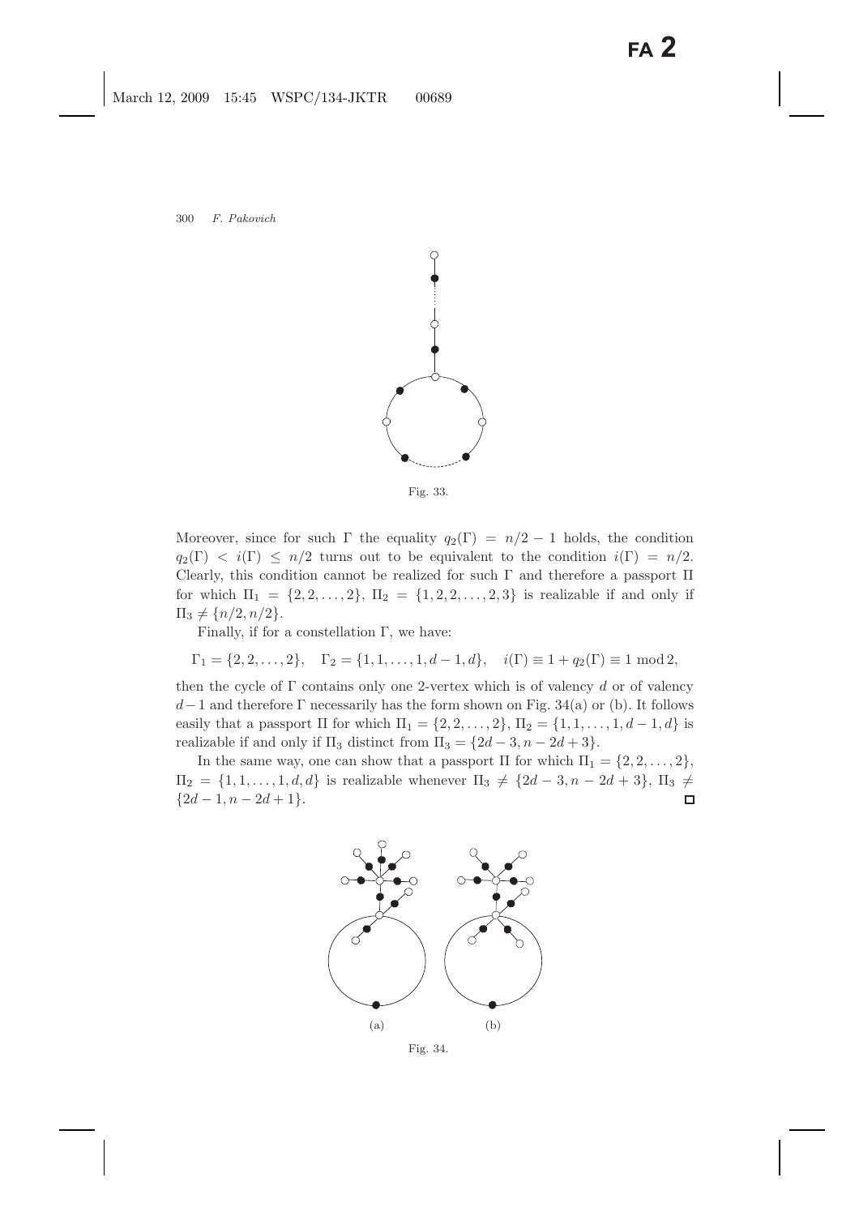Fig. 33.

Moreover, since for such $\Gamma$ the equality $q_2(\Gamma) = n/2 - 1$ holds, the condition $q_2(\Gamma) < i(\Gamma) \leq n/2$ turns out to be equivalent to the condition $i(\Gamma) = n/2$. Clearly, this condition cannot be realized for such $\Gamma$ and therefore a passport $\Pi$ for which $\Pi_1 = \{2, 2, \ldots, 2\}$, $\Pi_2 = \{1, 2, 2, \ldots, 2, 3\}$ is realizable if and only if $\Pi_3 \neq \{n/2, n/2\}$.

Finally, if for a constellation $\Gamma$, we have:

$$\Gamma_1 = \{2, 2, \ldots, 2\}, \quad \Gamma_2 = \{1, 1, \ldots, 1, d-1, d\}, \quad i(\Gamma) \equiv 1 + q_2(\Gamma) \equiv 1 \bmod 2,$$

then the cycle of $\Gamma$ contains only one 2-vertex which is of valency $d$ or of valency $d-1$ and therefore $\Gamma$ necessarily has the form shown on Fig. 34(a) or (b). It follows easily that a passport $\Pi$ for which $\Pi_1 = \{2, 2, \ldots, 2\}$, $\Pi_2 = \{1, 1, \ldots, 1, d-1, d\}$ is realizable if and only if $\Pi_3$ distinct from $\Pi_3 = \{2d-3, n-2d+3\}$.

In the same way, one can show that a passport $\Pi$ for which $\Pi_1 = \{2, 2, \ldots, 2\}$, $\Pi_2 = \{1, 1, \ldots, 1, d, d\}$ is realizable whenever $\Pi_3 \neq \{2d-3, n-2d+3\}$, $\Pi_3 \neq \{2d-1, n-2d+1\}$. □

(a) (b)

Fig. 34.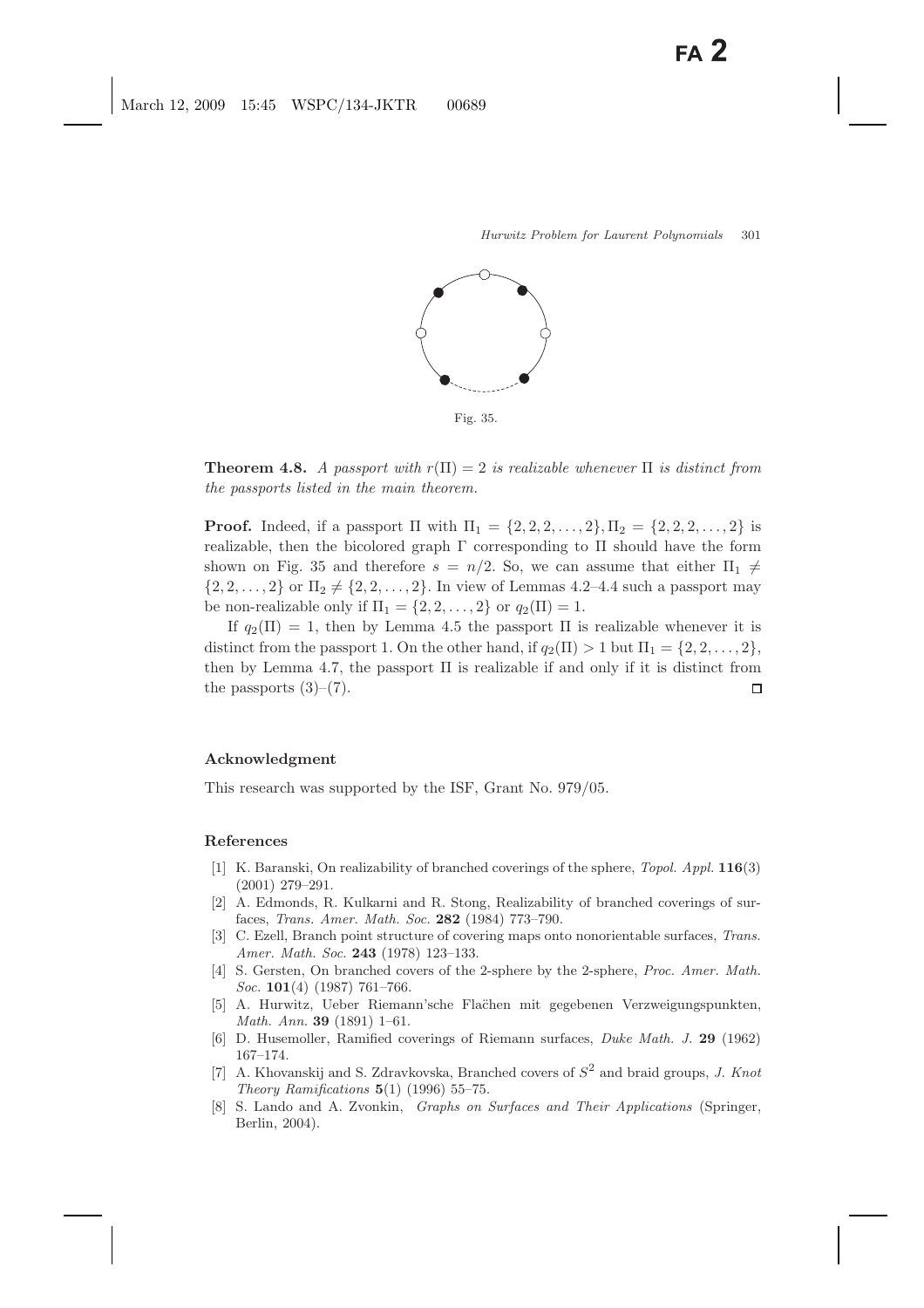Fig. 35.

**Theorem 4.8.** *A passport with $r(\Pi) = 2$ is realizable whenever $\Pi$ is distinct from the passports listed in the main theorem.*

**Proof.** Indeed, if a passport $\Pi$ with $\Pi_1 = \{2, 2, 2, \ldots, 2\}, \Pi_2 = \{2, 2, 2, \ldots, 2\}$ is realizable, then the bicolored graph $\Gamma$ corresponding to $\Pi$ should have the form shown on Fig. 35 and therefore $s = n/2$. So, we can assume that either $\Pi_1 \neq \{2, 2, \ldots, 2\}$ or $\Pi_2 \neq \{2, 2, \ldots, 2\}$. In view of Lemmas 4.2–4.4 such a passport may be non-realizable only if $\Pi_1 = \{2, 2, \ldots, 2\}$ or $q_2(\Pi) = 1$.

If $q_2(\Pi) = 1$, then by Lemma 4.5 the passport $\Pi$ is realizable whenever it is distinct from the passport 1. On the other hand, if $q_2(\Pi) > 1$ but $\Pi_1 = \{2, 2, \ldots, 2\}$, then by Lemma 4.7, the passport $\Pi$ is realizable if and only if it is distinct from the passports (3)–(7). □

## Acknowledgment

This research was supported by the ISF, Grant No. 979/05.

## References

[1] K. Baranski, On realizability of branched coverings of the sphere, *Topol. Appl.* **116**(3) (2001) 279–291.

[2] A. Edmonds, R. Kulkarni and R. Stong, Realizability of branched coverings of surfaces, *Trans. Amer. Math. Soc.* **282** (1984) 773–790.

[3] C. Ezell, Branch point structure of covering maps onto nonorientable surfaces, *Trans. Amer. Math. Soc.* **243** (1978) 123–133.

[4] S. Gersten, On branched covers of the 2-sphere by the 2-sphere, *Proc. Amer. Math. Soc.* **101**(4) (1987) 761–766.

[5] A. Hurwitz, Ueber Riemann'sche Flaĉhen mit gegebenen Verzweigungspunkten, *Math. Ann.* **39** (1891) 1–61.

[6] D. Husemoller, Ramified coverings of Riemann surfaces, *Duke Math. J.* **29** (1962) 167–174.

[7] A. Khovanskij and S. Zdravkovska, Branched covers of $S^2$ and braid groups, *J. Knot Theory Ramifications* **5**(1) (1996) 55–75.

[8] S. Lando and A. Zvonkin, *Graphs on Surfaces and Their Applications* (Springer, Berlin, 2004).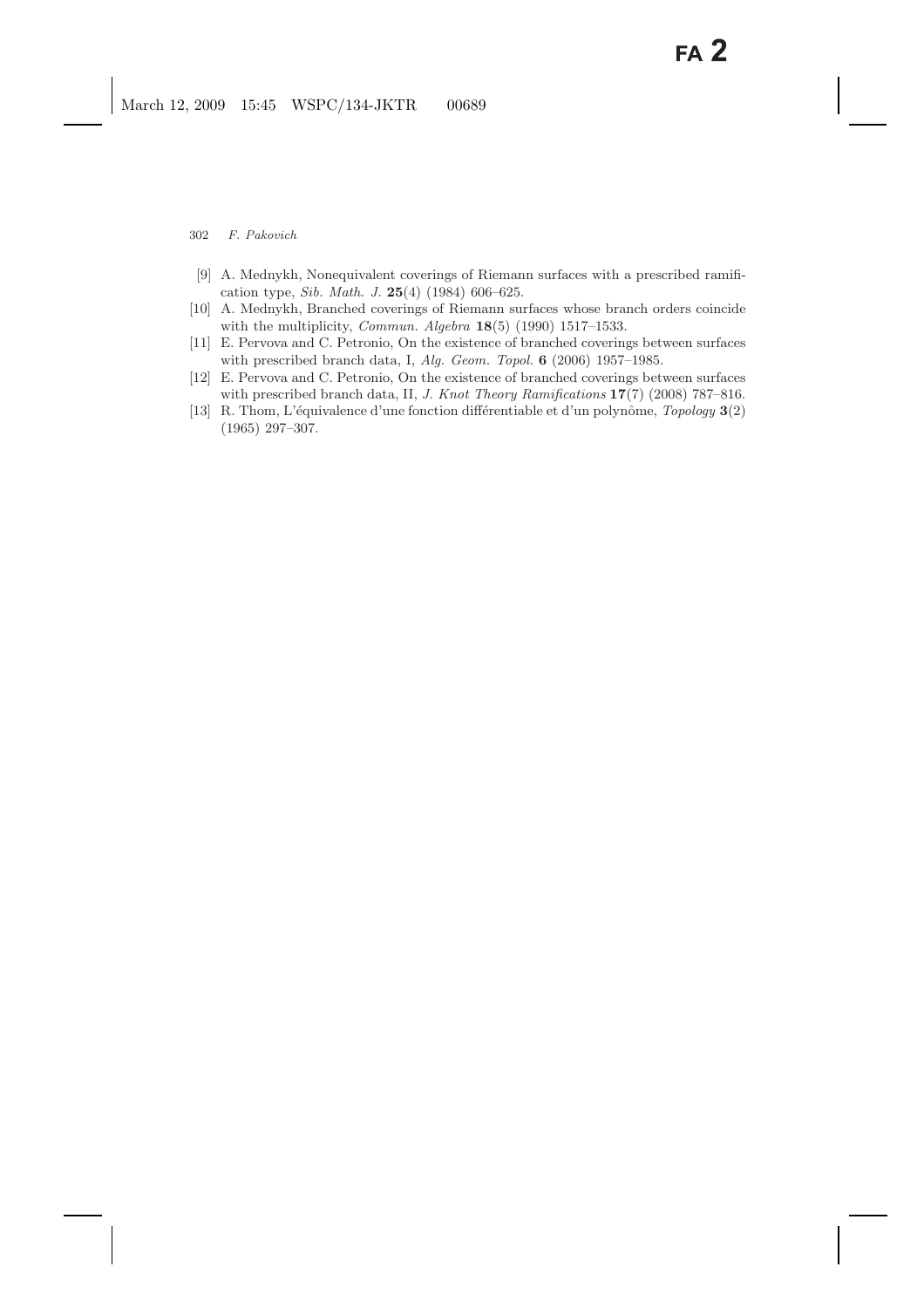[9] A. Mednykh, Nonequivalent coverings of Riemann surfaces with a prescribed ramification type, *Sib. Math. J.* **25**(4) (1984) 606–625.

[10] A. Mednykh, Branched coverings of Riemann surfaces whose branch orders coincide with the multiplicity, *Commun. Algebra* **18**(5) (1990) 1517–1533.

[11] E. Pervova and C. Petronio, On the existence of branched coverings between surfaces with prescribed branch data, I, *Alg. Geom. Topol.* **6** (2006) 1957–1985.

[12] E. Pervova and C. Petronio, On the existence of branched coverings between surfaces with prescribed branch data, II, *J. Knot Theory Ramifications* **17**(7) (2008) 787–816.

[13] R. Thom, L'équivalence d'une fonction différentiable et d'un polynôme, *Topology* **3**(2) (1965) 297–307.